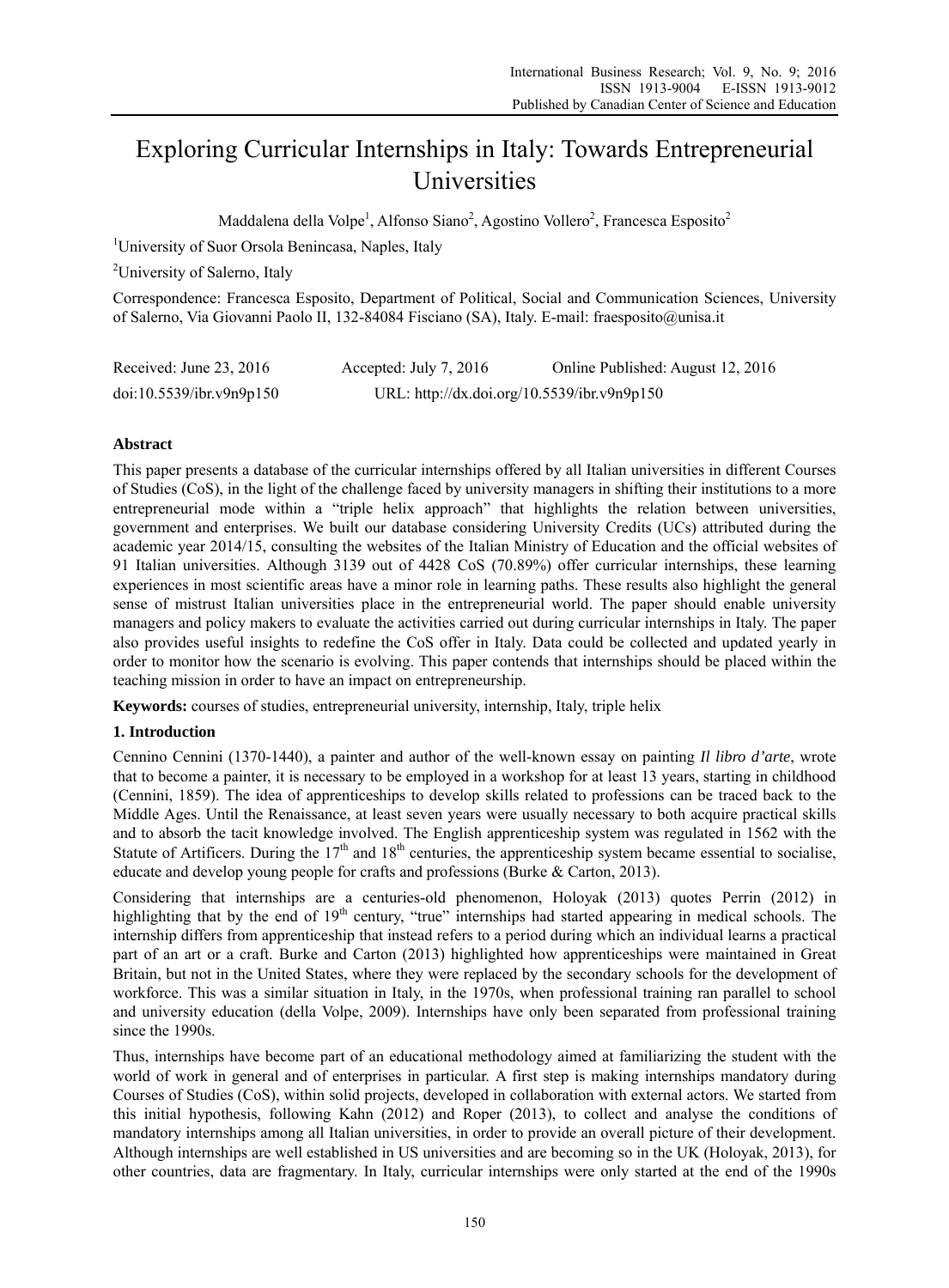# Exploring Curricular Internships in Italy: Towards Entrepreneurial Universities

Maddalena della Volpe[1], Alfonso Siano[2], Agostino Vollero[2], Francesca Esposito[2]

[1]University of Suor Orsola Benincasa, Naples, Italy

[2]University of Salerno, Italy

Correspondence: Francesca Esposito, Department of Political, Social and Communication Sciences, University of Salerno, Via Giovanni Paolo II, 132-84084 Fisciano (SA), Italy. E-mail: fraesposito@unisa.it

Received: June 23, 2016 Accepted: July 7, 2016 Online Published: August 12, 2016

doi:10.5539/ibr.v9n9p150 URL: http://dx.doi.org/10.5539/ibr.v9n9p150

## Abstract

This paper presents a database of the curricular internships offered by all Italian universities in different Courses of Studies (CoS), in the light of the challenge faced by university managers in shifting their institutions to a more entrepreneurial mode within a "triple helix approach" that highlights the relation between universities, government and enterprises. We built our database considering University Credits (UCs) attributed during the academic year 2014/15, consulting the websites of the Italian Ministry of Education and the official websites of 91 Italian universities. Although 3139 out of 4428 CoS (70.89%) offer curricular internships, these learning experiences in most scientific areas have a minor role in learning paths. These results also highlight the general sense of mistrust Italian universities place in the entrepreneurial world. The paper should enable university managers and policy makers to evaluate the activities carried out during curricular internships in Italy. The paper also provides useful insights to redefine the CoS offer in Italy. Data could be collected and updated yearly in order to monitor how the scenario is evolving. This paper contends that internships should be placed within the teaching mission in order to have an impact on entrepreneurship.

**Keywords:** courses of studies, entrepreneurial university, internship, Italy, triple helix

## 1. Introduction

Cennino Cennini (1370-1440), a painter and author of the well-known essay on painting *Il libro d'arte*, wrote that to become a painter, it is necessary to be employed in a workshop for at least 13 years, starting in childhood (Cennini, 1859). The idea of apprenticeships to develop skills related to professions can be traced back to the Middle Ages. Until the Renaissance, at least seven years were usually necessary to both acquire practical skills and to absorb the tacit knowledge involved. The English apprenticeship system was regulated in 1562 with the Statute of Artificers. During the 17th and 18th centuries, the apprenticeship system became essential to socialise, educate and develop young people for crafts and professions (Burke & Carton, 2013).

Considering that internships are a centuries-old phenomenon, Holoyak (2013) quotes Perrin (2012) in highlighting that by the end of 19th century, "true" internships had started appearing in medical schools. The internship differs from apprenticeship that instead refers to a period during which an individual learns a practical part of an art or a craft. Burke and Carton (2013) highlighted how apprenticeships were maintained in Great Britain, but not in the United States, where they were replaced by the secondary schools for the development of workforce. This was a similar situation in Italy, in the 1970s, when professional training ran parallel to school and university education (della Volpe, 2009). Internships have only been separated from professional training since the 1990s.

Thus, internships have become part of an educational methodology aimed at familiarizing the student with the world of work in general and of enterprises in particular. A first step is making internships mandatory during Courses of Studies (CoS), within solid projects, developed in collaboration with external actors. We started from this initial hypothesis, following Kahn (2012) and Roper (2013), to collect and analyse the conditions of mandatory internships among all Italian universities, in order to provide an overall picture of their development. Although internships are well established in US universities and are becoming so in the UK (Holoyak, 2013), for other countries, data are fragmentary. In Italy, curricular internships were only started at the end of the 1990s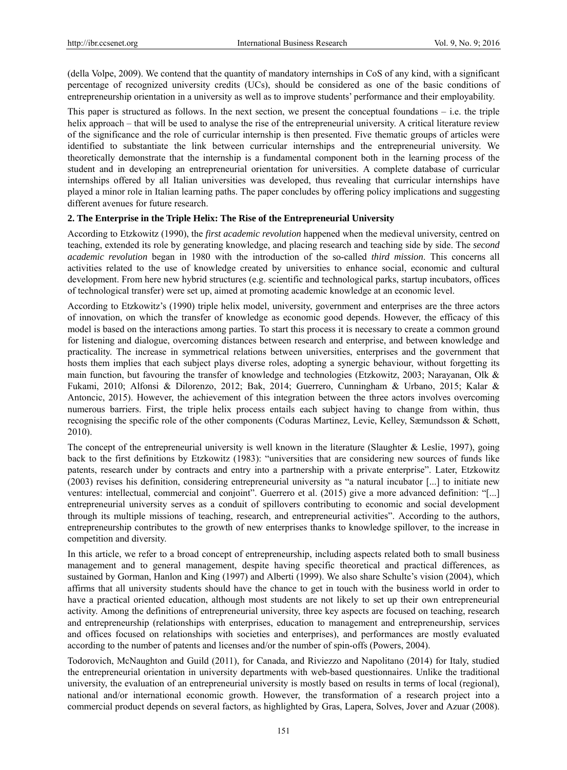(della Volpe, 2009). We contend that the quantity of mandatory internships in CoS of any kind, with a significant percentage of recognized university credits (UCs), should be considered as one of the basic conditions of entrepreneurship orientation in a university as well as to improve students' performance and their employability.

This paper is structured as follows. In the next section, we present the conceptual foundations – i.e. the triple helix approach – that will be used to analyse the rise of the entrepreneurial university. A critical literature review of the significance and the role of curricular internship is then presented. Five thematic groups of articles were identified to substantiate the link between curricular internships and the entrepreneurial university. We theoretically demonstrate that the internship is a fundamental component both in the learning process of the student and in developing an entrepreneurial orientation for universities. A complete database of curricular internships offered by all Italian universities was developed, thus revealing that curricular internships have played a minor role in Italian learning paths. The paper concludes by offering policy implications and suggesting different avenues for future research.

## 2. The Enterprise in the Triple Helix: The Rise of the Entrepreneurial University

According to Etzkowitz (1990), the *first academic revolution* happened when the medieval university, centred on teaching, extended its role by generating knowledge, and placing research and teaching side by side. The *second academic revolution* began in 1980 with the introduction of the so-called *third mission*. This concerns all activities related to the use of knowledge created by universities to enhance social, economic and cultural development. From here new hybrid structures (e.g. scientific and technological parks, startup incubators, offices of technological transfer) were set up, aimed at promoting academic knowledge at an economic level.

According to Etzkowitz's (1990) triple helix model, university, government and enterprises are the three actors of innovation, on which the transfer of knowledge as economic good depends. However, the efficacy of this model is based on the interactions among parties. To start this process it is necessary to create a common ground for listening and dialogue, overcoming distances between research and enterprise, and between knowledge and practicality. The increase in symmetrical relations between universities, enterprises and the government that hosts them implies that each subject plays diverse roles, adopting a synergic behaviour, without forgetting its main function, but favouring the transfer of knowledge and technologies (Etzkowitz, 2003; Narayanan, Olk & Fukami, 2010; Alfonsi & Dilorenzo, 2012; Bak, 2014; Guerrero, Cunningham & Urbano, 2015; Kalar & Antoncic, 2015). However, the achievement of this integration between the three actors involves overcoming numerous barriers. First, the triple helix process entails each subject having to change from within, thus recognising the specific role of the other components (Coduras Martinez, Levie, Kelley, Sæmundsson & Schøtt, 2010).

The concept of the entrepreneurial university is well known in the literature (Slaughter & Leslie, 1997), going back to the first definitions by Etzkowitz (1983): "universities that are considering new sources of funds like patents, research under by contracts and entry into a partnership with a private enterprise". Later, Etzkowitz (2003) revises his definition, considering entrepreneurial university as "a natural incubator [...] to initiate new ventures: intellectual, commercial and conjoint". Guerrero et al. (2015) give a more advanced definition: "[...] entrepreneurial university serves as a conduit of spillovers contributing to economic and social development through its multiple missions of teaching, research, and entrepreneurial activities". According to the authors, entrepreneurship contributes to the growth of new enterprises thanks to knowledge spillover, to the increase in competition and diversity.

In this article, we refer to a broad concept of entrepreneurship, including aspects related both to small business management and to general management, despite having specific theoretical and practical differences, as sustained by Gorman, Hanlon and King (1997) and Alberti (1999). We also share Schulte's vision (2004), which affirms that all university students should have the chance to get in touch with the business world in order to have a practical oriented education, although most students are not likely to set up their own entrepreneurial activity. Among the definitions of entrepreneurial university, three key aspects are focused on teaching, research and entrepreneurship (relationships with enterprises, education to management and entrepreneurship, services and offices focused on relationships with societies and enterprises), and performances are mostly evaluated according to the number of patents and licenses and/or the number of spin-offs (Powers, 2004).

Todorovich, McNaughton and Guild (2011), for Canada, and Riviezzo and Napolitano (2014) for Italy, studied the entrepreneurial orientation in university departments with web-based questionnaires. Unlike the traditional university, the evaluation of an entrepreneurial university is mostly based on results in terms of local (regional), national and/or international economic growth. However, the transformation of a research project into a commercial product depends on several factors, as highlighted by Gras, Lapera, Solves, Jover and Azuar (2008).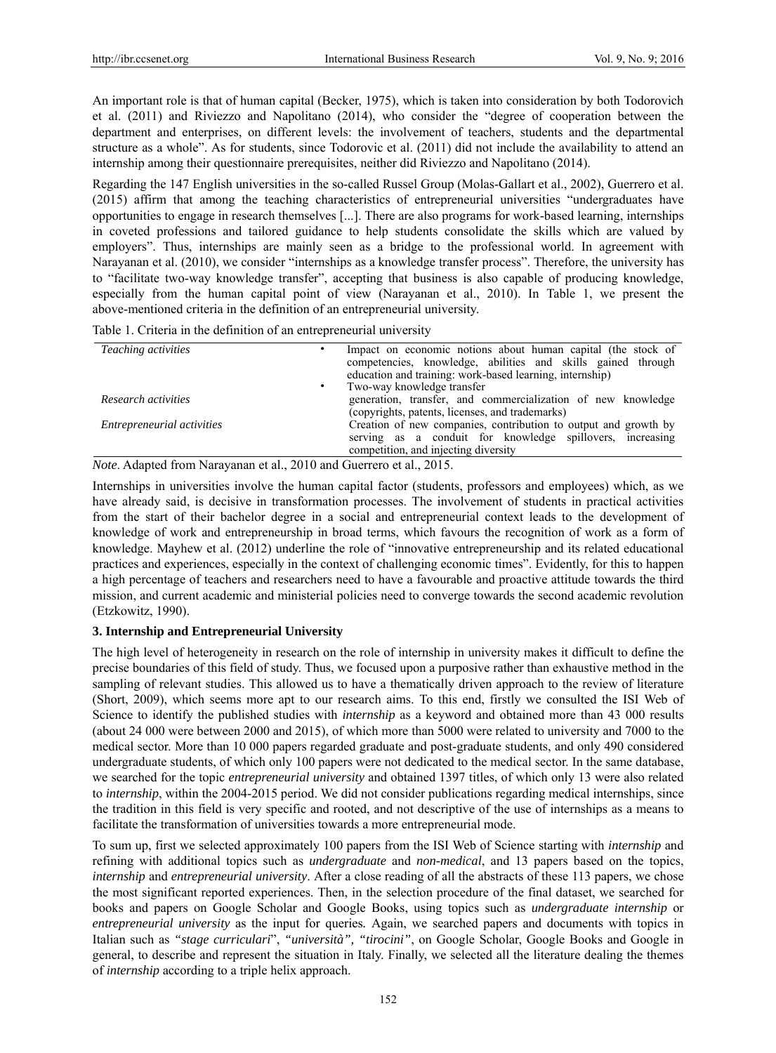An important role is that of human capital (Becker, 1975), which is taken into consideration by both Todorovich et al. (2011) and Riviezzo and Napolitano (2014), who consider the "degree of cooperation between the department and enterprises, on different levels: the involvement of teachers, students and the departmental structure as a whole". As for students, since Todorovic et al. (2011) did not include the availability to attend an internship among their questionnaire prerequisites, neither did Riviezzo and Napolitano (2014).

Regarding the 147 English universities in the so-called Russel Group (Molas-Gallart et al., 2002), Guerrero et al. (2015) affirm that among the teaching characteristics of entrepreneurial universities "undergraduates have opportunities to engage in research themselves [...]. There are also programs for work-based learning, internships in coveted professions and tailored guidance to help students consolidate the skills which are valued by employers". Thus, internships are mainly seen as a bridge to the professional world. In agreement with Narayanan et al. (2010), we consider "internships as a knowledge transfer process". Therefore, the university has to "facilitate two-way knowledge transfer", accepting that business is also capable of producing knowledge, especially from the human capital point of view (Narayanan et al., 2010). In Table 1, we present the above-mentioned criteria in the definition of an entrepreneurial university.

Table 1. Criteria in the definition of an entrepreneurial university

| | |
|---|---|
| *Teaching activities* | • Impact on economic notions about human capital (the stock of competencies, knowledge, abilities and skills gained through education and training: work-based learning, internship)<br>• Two-way knowledge transfer |
| *Research activities* | generation, transfer, and commercialization of new knowledge (copyrights, patents, licenses, and trademarks) |
| *Entrepreneurial activities* | Creation of new companies, contribution to output and growth by serving as a conduit for knowledge spillovers, increasing competition, and injecting diversity |

*Note*. Adapted from Narayanan et al., 2010 and Guerrero et al., 2015.

Internships in universities involve the human capital factor (students, professors and employees) which, as we have already said, is decisive in transformation processes. The involvement of students in practical activities from the start of their bachelor degree in a social and entrepreneurial context leads to the development of knowledge of work and entrepreneurship in broad terms, which favours the recognition of work as a form of knowledge. Mayhew et al. (2012) underline the role of "innovative entrepreneurship and its related educational practices and experiences, especially in the context of challenging economic times". Evidently, for this to happen a high percentage of teachers and researchers need to have a favourable and proactive attitude towards the third mission, and current academic and ministerial policies need to converge towards the second academic revolution (Etzkowitz, 1990).

### 3. Internship and Entrepreneurial University

The high level of heterogeneity in research on the role of internship in university makes it difficult to define the precise boundaries of this field of study. Thus, we focused upon a purposive rather than exhaustive method in the sampling of relevant studies. This allowed us to have a thematically driven approach to the review of literature (Short, 2009), which seems more apt to our research aims. To this end, firstly we consulted the ISI Web of Science to identify the published studies with *internship* as a keyword and obtained more than 43 000 results (about 24 000 were between 2000 and 2015), of which more than 5000 were related to university and 7000 to the medical sector. More than 10 000 papers regarded graduate and post-graduate students, and only 490 considered undergraduate students, of which only 100 papers were not dedicated to the medical sector. In the same database, we searched for the topic *entrepreneurial university* and obtained 1397 titles, of which only 13 were also related to *internship*, within the 2004-2015 period. We did not consider publications regarding medical internships, since the tradition in this field is very specific and rooted, and not descriptive of the use of internships as a means to facilitate the transformation of universities towards a more entrepreneurial mode.

To sum up, first we selected approximately 100 papers from the ISI Web of Science starting with *internship* and refining with additional topics such as *undergraduate* and *non-medical*, and 13 papers based on the topics, *internship* and *entrepreneurial university*. After a close reading of all the abstracts of these 113 papers, we chose the most significant reported experiences. Then, in the selection procedure of the final dataset, we searched for books and papers on Google Scholar and Google Books, using topics such as *undergraduate internship* or *entrepreneurial university* as the input for queries. Again, we searched papers and documents with topics in Italian such as *"stage curriculari"*, *"università"*, *"tirocini"*, on Google Scholar, Google Books and Google in general, to describe and represent the situation in Italy. Finally, we selected all the literature dealing the themes of *internship* according to a triple helix approach.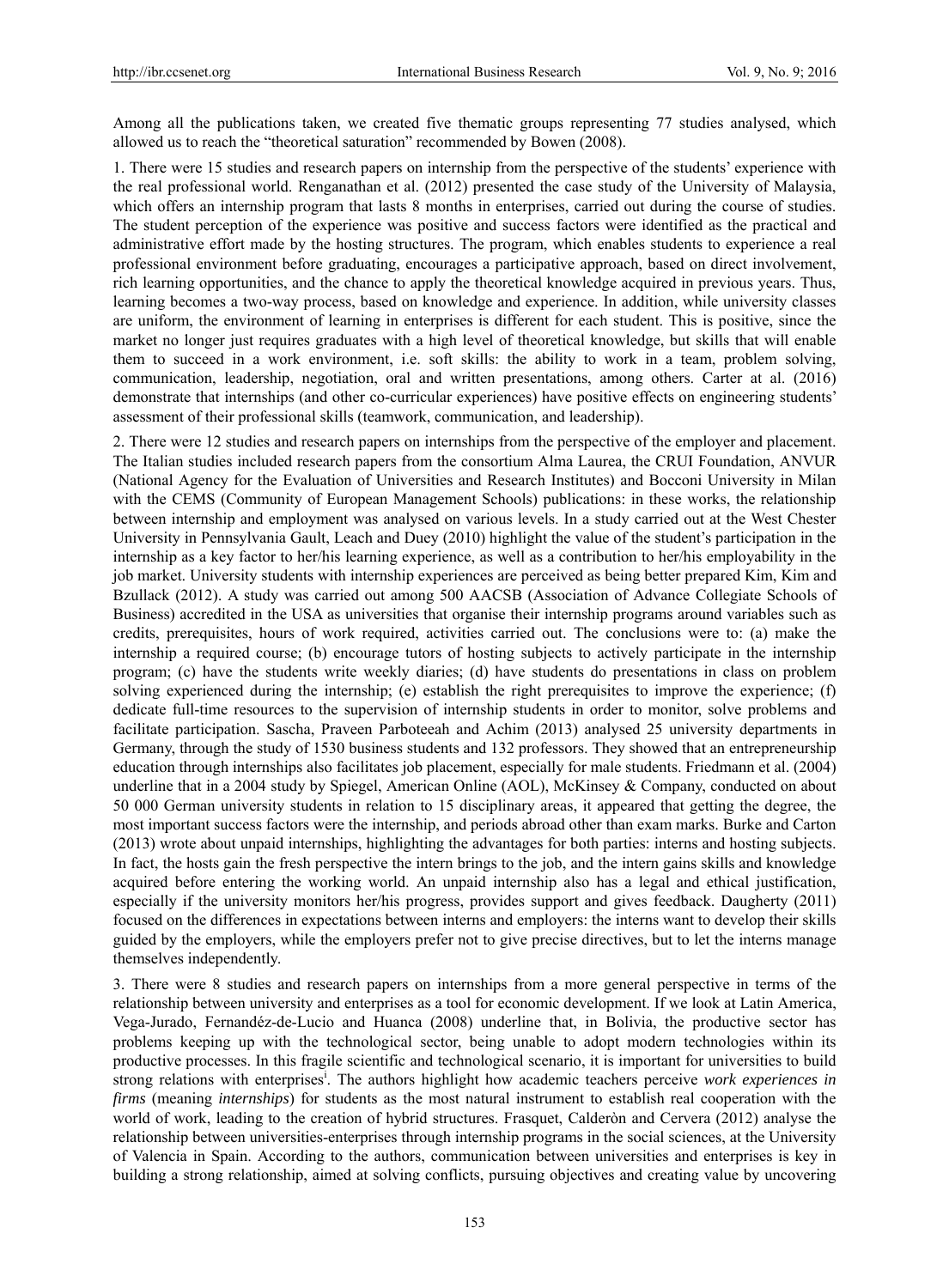Among all the publications taken, we created five thematic groups representing 77 studies analysed, which allowed us to reach the "theoretical saturation" recommended by Bowen (2008).

1. There were 15 studies and research papers on internship from the perspective of the students' experience with the real professional world. Renganathan et al. (2012) presented the case study of the University of Malaysia, which offers an internship program that lasts 8 months in enterprises, carried out during the course of studies. The student perception of the experience was positive and success factors were identified as the practical and administrative effort made by the hosting structures. The program, which enables students to experience a real professional environment before graduating, encourages a participative approach, based on direct involvement, rich learning opportunities, and the chance to apply the theoretical knowledge acquired in previous years. Thus, learning becomes a two-way process, based on knowledge and experience. In addition, while university classes are uniform, the environment of learning in enterprises is different for each student. This is positive, since the market no longer just requires graduates with a high level of theoretical knowledge, but skills that will enable them to succeed in a work environment, i.e. soft skills: the ability to work in a team, problem solving, communication, leadership, negotiation, oral and written presentations, among others. Carter at al. (2016) demonstrate that internships (and other co-curricular experiences) have positive effects on engineering students' assessment of their professional skills (teamwork, communication, and leadership).

2. There were 12 studies and research papers on internships from the perspective of the employer and placement. The Italian studies included research papers from the consortium Alma Laurea, the CRUI Foundation, ANVUR (National Agency for the Evaluation of Universities and Research Institutes) and Bocconi University in Milan with the CEMS (Community of European Management Schools) publications: in these works, the relationship between internship and employment was analysed on various levels. In a study carried out at the West Chester University in Pennsylvania Gault, Leach and Duey (2010) highlight the value of the student's participation in the internship as a key factor to her/his learning experience, as well as a contribution to her/his employability in the job market. University students with internship experiences are perceived as being better prepared Kim, Kim and Bzullack (2012). A study was carried out among 500 AACSB (Association of Advance Collegiate Schools of Business) accredited in the USA as universities that organise their internship programs around variables such as credits, prerequisites, hours of work required, activities carried out. The conclusions were to: (a) make the internship a required course; (b) encourage tutors of hosting subjects to actively participate in the internship program; (c) have the students write weekly diaries; (d) have students do presentations in class on problem solving experienced during the internship; (e) establish the right prerequisites to improve the experience; (f) dedicate full-time resources to the supervision of internship students in order to monitor, solve problems and facilitate participation. Sascha, Praveen Parboteeah and Achim (2013) analysed 25 university departments in Germany, through the study of 1530 business students and 132 professors. They showed that an entrepreneurship education through internships also facilitates job placement, especially for male students. Friedmann et al. (2004) underline that in a 2004 study by Spiegel, American Online (AOL), McKinsey & Company, conducted on about 50 000 German university students in relation to 15 disciplinary areas, it appeared that getting the degree, the most important success factors were the internship, and periods abroad other than exam marks. Burke and Carton (2013) wrote about unpaid internships, highlighting the advantages for both parties: interns and hosting subjects. In fact, the hosts gain the fresh perspective the intern brings to the job, and the intern gains skills and knowledge acquired before entering the working world. An unpaid internship also has a legal and ethical justification, especially if the university monitors her/his progress, provides support and gives feedback. Daugherty (2011) focused on the differences in expectations between interns and employers: the interns want to develop their skills guided by the employers, while the employers prefer not to give precise directives, but to let the interns manage themselves independently.

3. There were 8 studies and research papers on internships from a more general perspective in terms of the relationship between university and enterprises as a tool for economic development. If we look at Latin America, Vega-Jurado, Fernandéz-de-Lucio and Huanca (2008) underline that, in Bolivia, the productive sector has problems keeping up with the technological sector, being unable to adopt modern technologies within its productive processes. In this fragile scientific and technological scenario, it is important for universities to build strong relations with enterprises[i]. The authors highlight how academic teachers perceive *work experiences in firms* (meaning *internships*) for students as the most natural instrument to establish real cooperation with the world of work, leading to the creation of hybrid structures. Frasquet, Calderòn and Cervera (2012) analyse the relationship between universities-enterprises through internship programs in the social sciences, at the University of Valencia in Spain. According to the authors, communication between universities and enterprises is key in building a strong relationship, aimed at solving conflicts, pursuing objectives and creating value by uncovering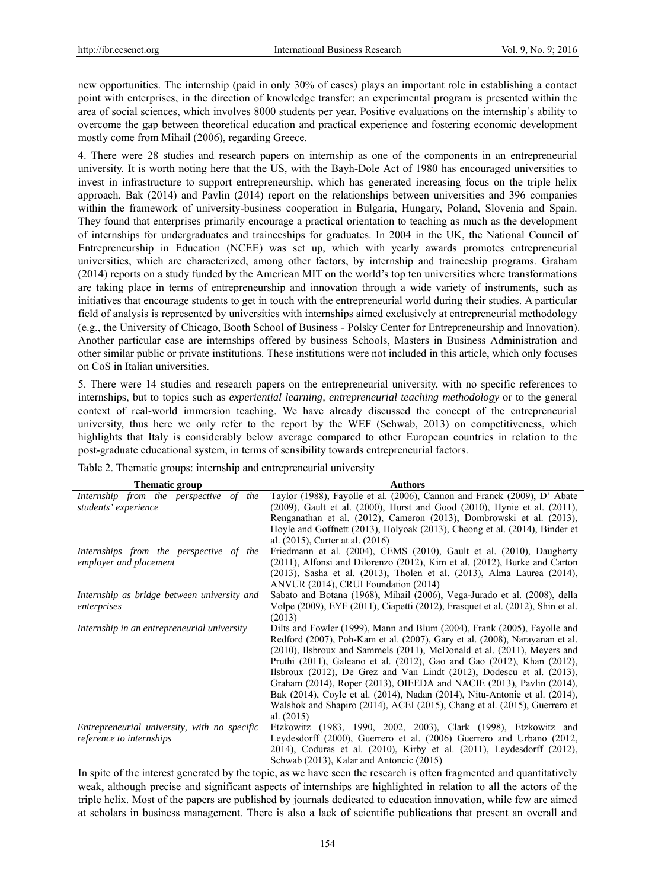new opportunities. The internship (paid in only 30% of cases) plays an important role in establishing a contact point with enterprises, in the direction of knowledge transfer: an experimental program is presented within the area of social sciences, which involves 8000 students per year. Positive evaluations on the internship's ability to overcome the gap between theoretical education and practical experience and fostering economic development mostly come from Mihail (2006), regarding Greece.

4. There were 28 studies and research papers on internship as one of the components in an entrepreneurial university. It is worth noting here that the US, with the Bayh-Dole Act of 1980 has encouraged universities to invest in infrastructure to support entrepreneurship, which has generated increasing focus on the triple helix approach. Bak (2014) and Pavlin (2014) report on the relationships between universities and 396 companies within the framework of university-business cooperation in Bulgaria, Hungary, Poland, Slovenia and Spain. They found that enterprises primarily encourage a practical orientation to teaching as much as the development of internships for undergraduates and traineeships for graduates. In 2004 in the UK, the National Council of Entrepreneurship in Education (NCEE) was set up, which with yearly awards promotes entrepreneurial universities, which are characterized, among other factors, by internship and traineeship programs. Graham (2014) reports on a study funded by the American MIT on the world's top ten universities where transformations are taking place in terms of entrepreneurship and innovation through a wide variety of instruments, such as initiatives that encourage students to get in touch with the entrepreneurial world during their studies. A particular field of analysis is represented by universities with internships aimed exclusively at entrepreneurial methodology (e.g., the University of Chicago, Booth School of Business - Polsky Center for Entrepreneurship and Innovation). Another particular case are internships offered by business Schools, Masters in Business Administration and other similar public or private institutions. These institutions were not included in this article, which only focuses on CoS in Italian universities.

5. There were 14 studies and research papers on the entrepreneurial university, with no specific references to internships, but to topics such as *experiential learning, entrepreneurial teaching methodology* or to the general context of real-world immersion teaching. We have already discussed the concept of the entrepreneurial university, thus here we only refer to the report by the WEF (Schwab, 2013) on competitiveness, which highlights that Italy is considerably below average compared to other European countries in relation to the post-graduate educational system, in terms of sensibility towards entrepreneurial factors.

Table 2. Thematic groups: internship and entrepreneurial university

| Thematic group | Authors |
|---|---|
| *Internship from the perspective of the students' experience* | Taylor (1988), Fayolle et al. (2006), Cannon and Franck (2009), D' Abate (2009), Gault et al. (2000), Hurst and Good (2010), Hynie et al. (2011), Renganathan et al. (2012), Cameron (2013), Dombrowski et al. (2013), Hoyle and Goffnett (2013), Holyoak (2013), Cheong et al. (2014), Binder et al. (2015), Carter at al. (2016) |
| *Internships from the perspective of the employer and placement* | Friedmann et al. (2004), CEMS (2010), Gault et al. (2010), Daugherty (2011), Alfonsi and Dilorenzo (2012), Kim et al. (2012), Burke and Carton (2013), Sasha et al. (2013), Tholen et al. (2013), Alma Laurea (2014), ANVUR (2014), CRUI Foundation (2014) |
| *Internship as bridge between university and enterprises* | Sabato and Botana (1968), Mihail (2006), Vega-Jurado et al. (2008), della Volpe (2009), EYF (2011), Ciapetti (2012), Frasquet et al. (2012), Shin et al. (2013) |
| *Internship in an entrepreneurial university* | Dilts and Fowler (1999), Mann and Blum (2004), Frank (2005), Fayolle and Redford (2007), Poh-Kam et al. (2007), Gary et al. (2008), Narayanan et al. (2010), Ilsbroux and Sammels (2011), McDonald et al. (2011), Meyers and Pruthi (2011), Galeano et al. (2012), Gao and Gao (2012), Khan (2012), Ilsbroux (2012), De Grez and Van Lindt (2012), Dodescu et al. (2013), Graham (2014), Roper (2013), OIEEDA and NACIE (2013), Pavlin (2014), Bak (2014), Coyle et al. (2014), Nadan (2014), Nitu-Antonie et al. (2014), Walshok and Shapiro (2014), ACEI (2015), Chang et al. (2015), Guerrero et al. (2015) |
| *Entrepreneurial university, with no specific reference to internships* | Etzkowitz (1983, 1990, 2002, 2003), Clark (1998), Etzkowitz and Leydesdorff (2000), Guerrero et al. (2006) Guerrero and Urbano (2012, 2014), Coduras et al. (2010), Kirby et al. (2011), Leydesdorff (2012), Schwab (2013), Kalar and Antoncic (2015) |

In spite of the interest generated by the topic, as we have seen the research is often fragmented and quantitatively weak, although precise and significant aspects of internships are highlighted in relation to all the actors of the triple helix. Most of the papers are published by journals dedicated to education innovation, while few are aimed at scholars in business management. There is also a lack of scientific publications that present an overall and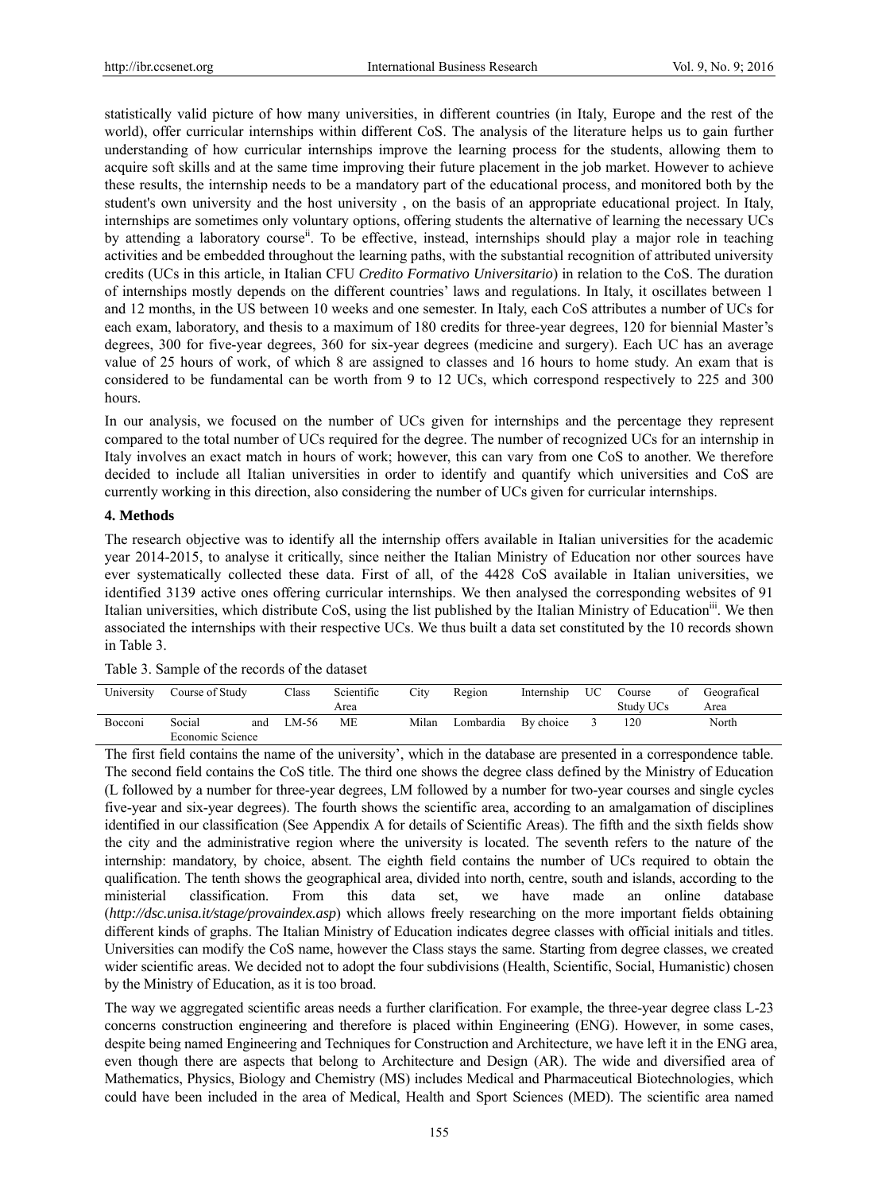statistically valid picture of how many universities, in different countries (in Italy, Europe and the rest of the world), offer curricular internships within different CoS. The analysis of the literature helps us to gain further understanding of how curricular internships improve the learning process for the students, allowing them to acquire soft skills and at the same time improving their future placement in the job market. However to achieve these results, the internship needs to be a mandatory part of the educational process, and monitored both by the student's own university and the host university , on the basis of an appropriate educational project. In Italy, internships are sometimes only voluntary options, offering students the alternative of learning the necessary UCs by attending a laboratory course[ii]. To be effective, instead, internships should play a major role in teaching activities and be embedded throughout the learning paths, with the substantial recognition of attributed university credits (UCs in this article, in Italian CFU *Credito Formativo Universitario*) in relation to the CoS. The duration of internships mostly depends on the different countries' laws and regulations. In Italy, it oscillates between 1 and 12 months, in the US between 10 weeks and one semester. In Italy, each CoS attributes a number of UCs for each exam, laboratory, and thesis to a maximum of 180 credits for three-year degrees, 120 for biennial Master's degrees, 300 for five-year degrees, 360 for six-year degrees (medicine and surgery). Each UC has an average value of 25 hours of work, of which 8 are assigned to classes and 16 hours to home study. An exam that is considered to be fundamental can be worth from 9 to 12 UCs, which correspond respectively to 225 and 300 hours.

In our analysis, we focused on the number of UCs given for internships and the percentage they represent compared to the total number of UCs required for the degree. The number of recognized UCs for an internship in Italy involves an exact match in hours of work; however, this can vary from one CoS to another. We therefore decided to include all Italian universities in order to identify and quantify which universities and CoS are currently working in this direction, also considering the number of UCs given for curricular internships.

## 4. Methods

The research objective was to identify all the internship offers available in Italian universities for the academic year 2014-2015, to analyse it critically, since neither the Italian Ministry of Education nor other sources have ever systematically collected these data. First of all, of the 4428 CoS available in Italian universities, we identified 3139 active ones offering curricular internships. We then analysed the corresponding websites of 91 Italian universities, which distribute CoS, using the list published by the Italian Ministry of Education[iii]. We then associated the internships with their respective UCs. We thus built a data set constituted by the 10 records shown in Table 3.

Table 3. Sample of the records of the dataset

| University | Course of Study | Class | Scientific Area | City | Region | Internship | UC | Course of Study UCs | Geografical Area |
|---|---|---|---|---|---|---|---|---|---|
| Bocconi | Social and Economic Science | LM-56 | ME | Milan | Lombardia | By choice | 3 | 120 | North |

The first field contains the name of the university', which in the database are presented in a correspondence table. The second field contains the CoS title. The third one shows the degree class defined by the Ministry of Education (L followed by a number for three-year degrees, LM followed by a number for two-year courses and single cycles five-year and six-year degrees). The fourth shows the scientific area, according to an amalgamation of disciplines identified in our classification (See Appendix A for details of Scientific Areas). The fifth and the sixth fields show the city and the administrative region where the university is located. The seventh refers to the nature of the internship: mandatory, by choice, absent. The eighth field contains the number of UCs required to obtain the qualification. The tenth shows the geographical area, divided into north, centre, south and islands, according to the ministerial classification. From this data set, we have made an online database (*http://dsc.unisa.it/stage/provaindex.asp*) which allows freely researching on the more important fields obtaining different kinds of graphs. The Italian Ministry of Education indicates degree classes with official initials and titles. Universities can modify the CoS name, however the Class stays the same. Starting from degree classes, we created wider scientific areas. We decided not to adopt the four subdivisions (Health, Scientific, Social, Humanistic) chosen by the Ministry of Education, as it is too broad.

The way we aggregated scientific areas needs a further clarification. For example, the three-year degree class L-23 concerns construction engineering and therefore is placed within Engineering (ENG). However, in some cases, despite being named Engineering and Techniques for Construction and Architecture, we have left it in the ENG area, even though there are aspects that belong to Architecture and Design (AR). The wide and diversified area of Mathematics, Physics, Biology and Chemistry (MS) includes Medical and Pharmaceutical Biotechnologies, which could have been included in the area of Medical, Health and Sport Sciences (MED). The scientific area named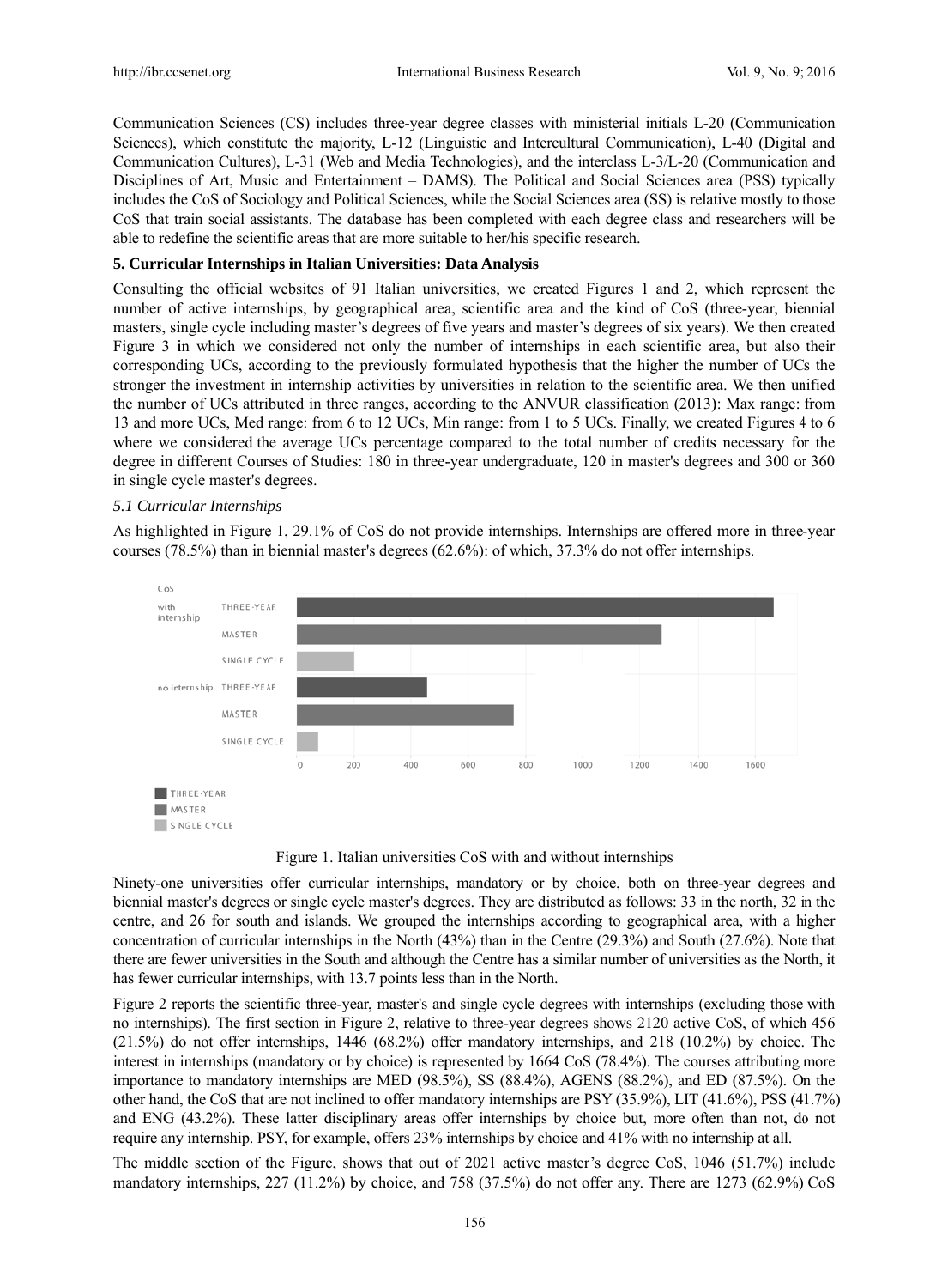Communication Sciences (CS) includes three-year degree classes with ministerial initials L-20 (Communication Sciences), which constitute the majority, L-12 (Linguistic and Intercultural Communication), L-40 (Digital and Communication Cultures), L-31 (Web and Media Technologies), and the interclass L-3/L-20 (Communication and Disciplines of Art, Music and Entertainment – DAMS). The Political and Social Sciences area (PSS) typically includes the CoS of Sociology and Political Sciences, while the Social Sciences area (SS) is relative mostly to those CoS that train social assistants. The database has been completed with each degree class and researchers will be able to redefine the scientific areas that are more suitable to her/his specific research.

## 5. Curricular Internships in Italian Universities: Data Analysis

Consulting the official websites of 91 Italian universities, we created Figures 1 and 2, which represent the number of active internships, by geographical area, scientific area and the kind of CoS (three-year, biennial masters, single cycle including master's degrees of five years and master's degrees of six years). We then created Figure 3 in which we considered not only the number of internships in each scientific area, but also their corresponding UCs, according to the previously formulated hypothesis that the higher the number of UCs the stronger the investment in internship activities by universities in relation to the scientific area. We then unified the number of UCs attributed in three ranges, according to the ANVUR classification (2013): Max range: from 13 and more UCs, Med range: from 6 to 12 UCs, Min range: from 1 to 5 UCs. Finally, we created Figures 4 to 6 where we considered the average UCs percentage compared to the total number of credits necessary for the degree in different Courses of Studies: 180 in three-year undergraduate, 120 in master's degrees and 300 or 360 in single cycle master's degrees.

### *5.1 Curricular Internships*

As highlighted in Figure 1, 29.1% of CoS do not provide internships. Internships are offered more in three-year courses (78.5%) than in biennial master's degrees (62.6%): of which, 37.3% do not offer internships.

Figure 1. Italian universities CoS with and without internships

Ninety-one universities offer curricular internships, mandatory or by choice, both on three-year degrees and biennial master's degrees or single cycle master's degrees. They are distributed as follows: 33 in the north, 32 in the centre, and 26 for south and islands. We grouped the internships according to geographical area, with a higher concentration of curricular internships in the North (43%) than in the Centre (29.3%) and South (27.6%). Note that there are fewer universities in the South and although the Centre has a similar number of universities as the North, it has fewer curricular internships, with 13.7 points less than in the North.

Figure 2 reports the scientific three-year, master's and single cycle degrees with internships (excluding those with no internships). The first section in Figure 2, relative to three-year degrees shows 2120 active CoS, of which 456 (21.5%) do not offer internships, 1446 (68.2%) offer mandatory internships, and 218 (10.2%) by choice. The interest in internships (mandatory or by choice) is represented by 1664 CoS (78.4%). The courses attributing more importance to mandatory internships are MED (98.5%), SS (88.4%), AGENS (88.2%), and ED (87.5%). On the other hand, the CoS that are not inclined to offer mandatory internships are PSY (35.9%), LIT (41.6%), PSS (41.7%) and ENG (43.2%). These latter disciplinary areas offer internships by choice but, more often than not, do not require any internship. PSY, for example, offers 23% internships by choice and 41% with no internship at all.

The middle section of the Figure, shows that out of 2021 active master's degree CoS, 1046 (51.7%) include mandatory internships, 227 (11.2%) by choice, and 758 (37.5%) do not offer any. There are 1273 (62.9%) CoS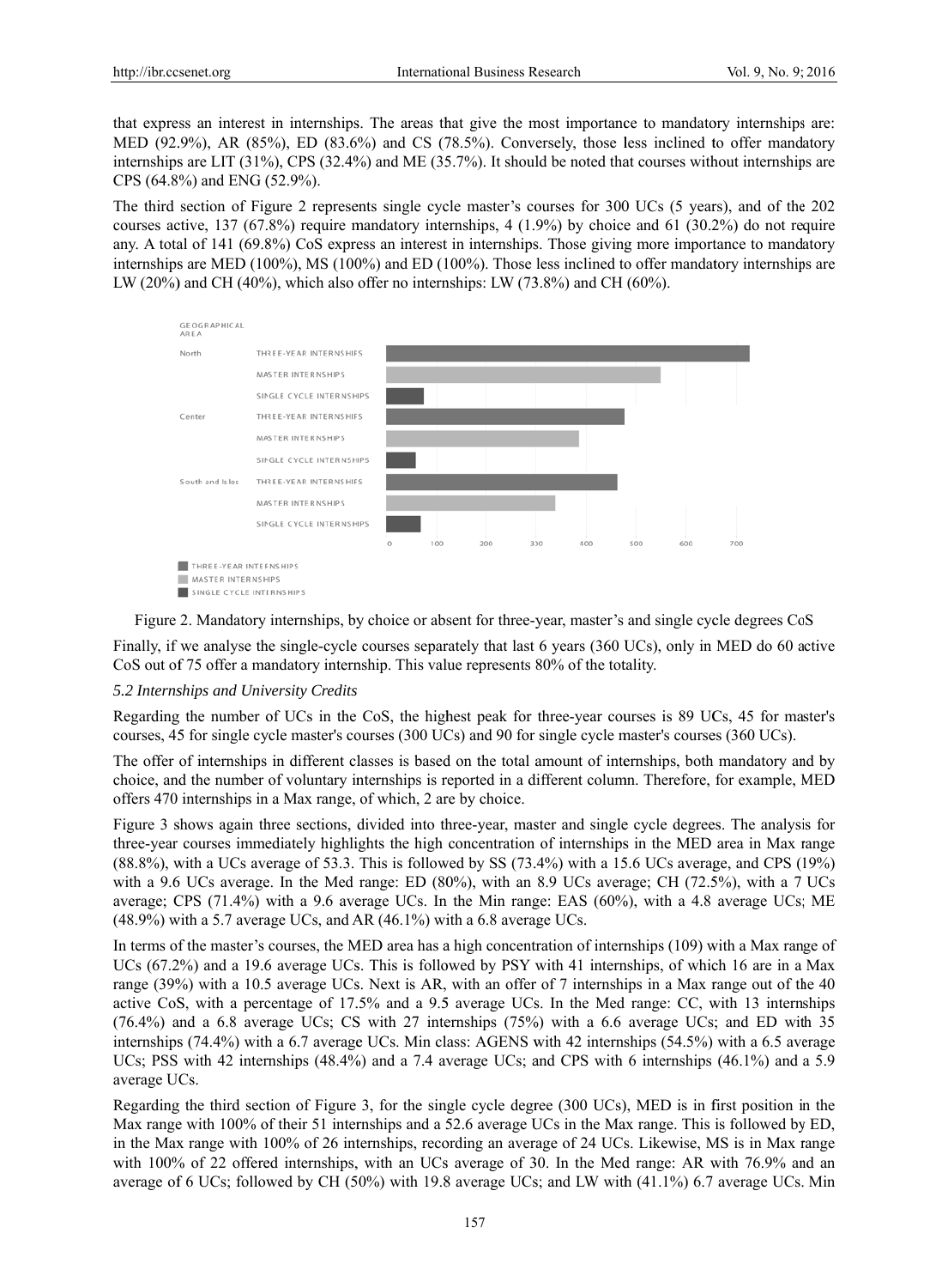that express an interest in internships. The areas that give the most importance to mandatory internships are: MED (92.9%), AR (85%), ED (83.6%) and CS (78.5%). Conversely, those less inclined to offer mandatory internships are LIT (31%), CPS (32.4%) and ME (35.7%). It should be noted that courses without internships are CPS (64.8%) and ENG (52.9%).

The third section of Figure 2 represents single cycle master's courses for 300 UCs (5 years), and of the 202 courses active, 137 (67.8%) require mandatory internships, 4 (1.9%) by choice and 61 (30.2%) do not require any. A total of 141 (69.8%) CoS express an interest in internships. Those giving more importance to mandatory internships are MED (100%), MS (100%) and ED (100%). Those less inclined to offer mandatory internships are LW (20%) and CH (40%), which also offer no internships: LW (73.8%) and CH (60%).

Figure 2. Mandatory internships, by choice or absent for three-year, master's and single cycle degrees CoS

Finally, if we analyse the single-cycle courses separately that last 6 years (360 UCs), only in MED do 60 active CoS out of 75 offer a mandatory internship. This value represents 80% of the totality.

### *5.2 Internships and University Credits*

Regarding the number of UCs in the CoS, the highest peak for three-year courses is 89 UCs, 45 for master's courses, 45 for single cycle master's courses (300 UCs) and 90 for single cycle master's courses (360 UCs).

The offer of internships in different classes is based on the total amount of internships, both mandatory and by choice, and the number of voluntary internships is reported in a different column. Therefore, for example, MED offers 470 internships in a Max range, of which, 2 are by choice.

Figure 3 shows again three sections, divided into three-year, master and single cycle degrees. The analysis for three-year courses immediately highlights the high concentration of internships in the MED area in Max range (88.8%), with a UCs average of 53.3. This is followed by SS (73.4%) with a 15.6 UCs average, and CPS (19%) with a 9.6 UCs average. In the Med range: ED (80%), with an 8.9 UCs average; CH (72.5%), with a 7 UCs average; CPS (71.4%) with a 9.6 average UCs. In the Min range: EAS (60%), with a 4.8 average UCs; ME (48.9%) with a 5.7 average UCs, and AR (46.1%) with a 6.8 average UCs.

In terms of the master's courses, the MED area has a high concentration of internships (109) with a Max range of UCs (67.2%) and a 19.6 average UCs. This is followed by PSY with 41 internships, of which 16 are in a Max range (39%) with a 10.5 average UCs. Next is AR, with an offer of 7 internships in a Max range out of the 40 active CoS, with a percentage of 17.5% and a 9.5 average UCs. In the Med range: CC, with 13 internships (76.4%) and a 6.8 average UCs; CS with 27 internships (75%) with a 6.6 average UCs; and ED with 35 internships (74.4%) with a 6.7 average UCs. Min class: AGENS with 42 internships (54.5%) with a 6.5 average UCs; PSS with 42 internships (48.4%) and a 7.4 average UCs; and CPS with 6 internships (46.1%) and a 5.9 average UCs.

Regarding the third section of Figure 3, for the single cycle degree (300 UCs), MED is in first position in the Max range with 100% of their 51 internships and a 52.6 average UCs in the Max range. This is followed by ED, in the Max range with 100% of 26 internships, recording an average of 24 UCs. Likewise, MS is in Max range with 100% of 22 offered internships, with an UCs average of 30. In the Med range: AR with 76.9% and an average of 6 UCs; followed by CH (50%) with 19.8 average UCs; and LW with (41.1%) 6.7 average UCs. Min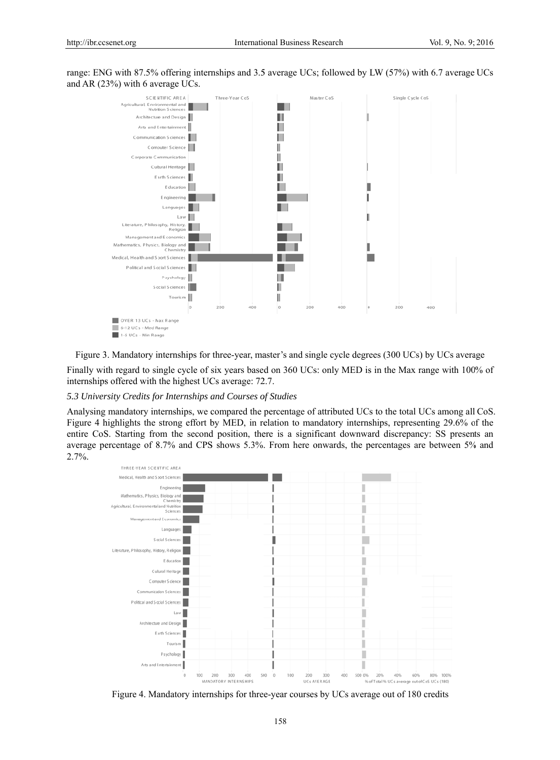range: ENG with 87.5% offering internships and 3.5 average UCs; followed by LW (57%) with 6.7 average UCs and AR (23%) with 6 average UCs.

Figure 3. Mandatory internships for three-year, master's and single cycle degrees (300 UCs) by UCs average

Finally with regard to single cycle of six years based on 360 UCs: only MED is in the Max range with 100% of internships offered with the highest UCs average: 72.7.

### *5.3 University Credits for Internships and Courses of Studies*

Analysing mandatory internships, we compared the percentage of attributed UCs to the total UCs among all CoS. Figure 4 highlights the strong effort by MED, in relation to mandatory internships, representing 29.6% of the entire CoS. Starting from the second position, there is a significant downward discrepancy: SS presents an average percentage of 8.7% and CPS shows 5.3%. From here onwards, the percentages are between 5% and 2.7%.

Figure 4. Mandatory internships for three-year courses by UCs average out of 180 credits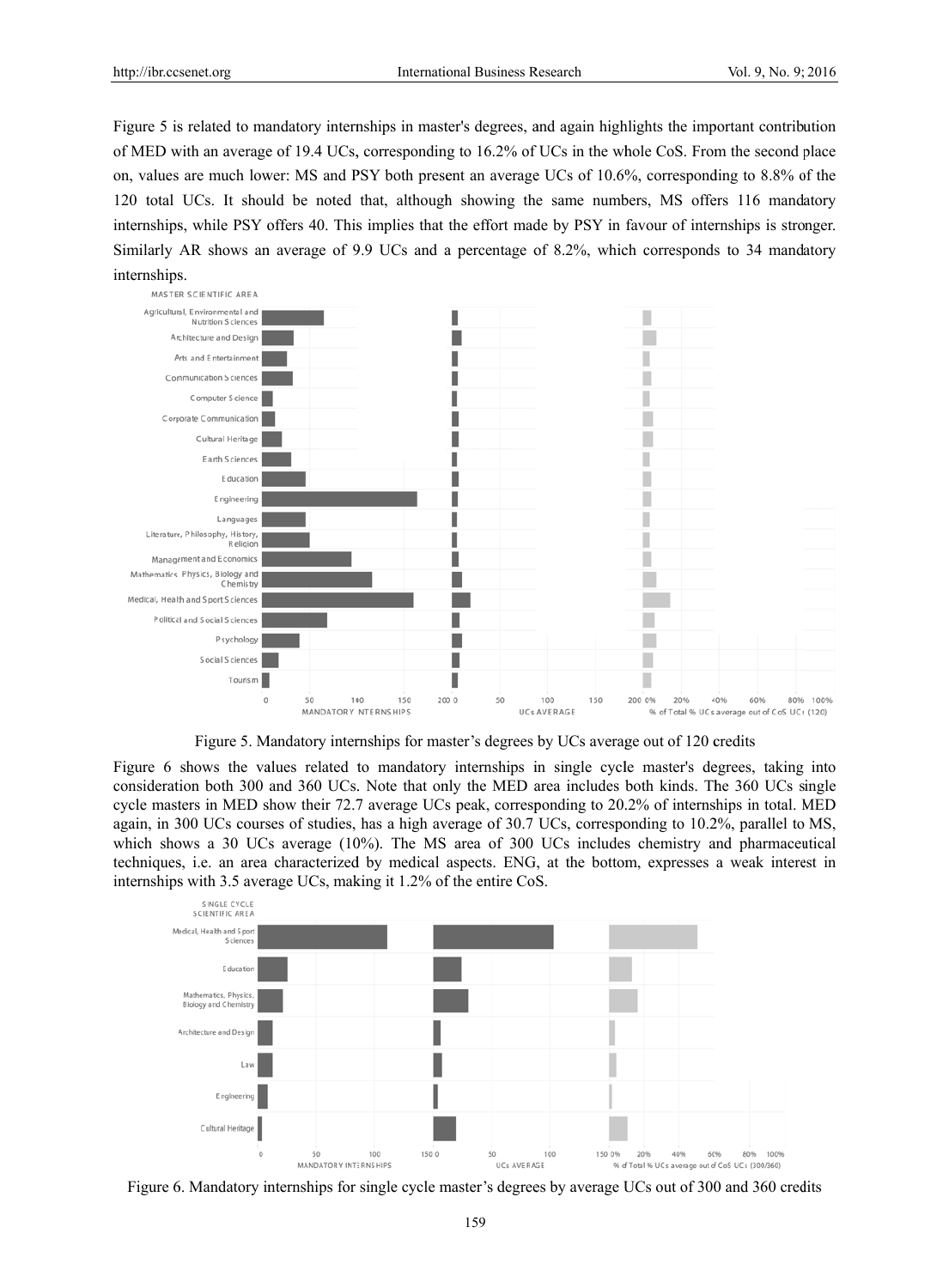Figure 5 is related to mandatory internships in master's degrees, and again highlights the important contribution of MED with an average of 19.4 UCs, corresponding to 16.2% of UCs in the whole CoS. From the second place on, values are much lower: MS and PSY both present an average UCs of 10.6%, corresponding to 8.8% of the 120 total UCs. It should be noted that, although showing the same numbers, MS offers 116 mandatory internships, while PSY offers 40. This implies that the effort made by PSY in favour of internships is stronger. Similarly AR shows an average of 9.9 UCs and a percentage of 8.2%, which corresponds to 34 mandatory internships.

Figure 5. Mandatory internships for master's degrees by UCs average out of 120 credits

Figure 6 shows the values related to mandatory internships in single cycle master's degrees, taking into consideration both 300 and 360 UCs. Note that only the MED area includes both kinds. The 360 UCs single cycle masters in MED show their 72.7 average UCs peak, corresponding to 20.2% of internships in total. MED again, in 300 UCs courses of studies, has a high average of 30.7 UCs, corresponding to 10.2%, parallel to MS, which shows a 30 UCs average (10%). The MS area of 300 UCs includes chemistry and pharmaceutical techniques, i.e. an area characterized by medical aspects. ENG, at the bottom, expresses a weak interest in internships with 3.5 average UCs, making it 1.2% of the entire CoS.

Figure 6. Mandatory internships for single cycle master's degrees by average UCs out of 300 and 360 credits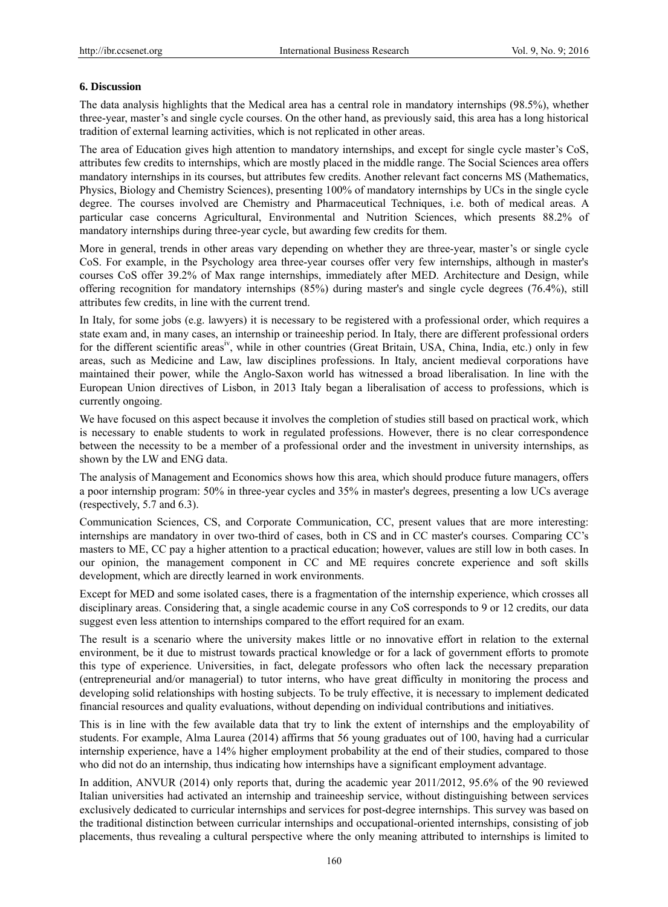### 6. Discussion

The data analysis highlights that the Medical area has a central role in mandatory internships (98.5%), whether three-year, master's and single cycle courses. On the other hand, as previously said, this area has a long historical tradition of external learning activities, which is not replicated in other areas.

The area of Education gives high attention to mandatory internships, and except for single cycle master's CoS, attributes few credits to internships, which are mostly placed in the middle range. The Social Sciences area offers mandatory internships in its courses, but attributes few credits. Another relevant fact concerns MS (Mathematics, Physics, Biology and Chemistry Sciences), presenting 100% of mandatory internships by UCs in the single cycle degree. The courses involved are Chemistry and Pharmaceutical Techniques, i.e. both of medical areas. A particular case concerns Agricultural, Environmental and Nutrition Sciences, which presents 88.2% of mandatory internships during three-year cycle, but awarding few credits for them.

More in general, trends in other areas vary depending on whether they are three-year, master's or single cycle CoS. For example, in the Psychology area three-year courses offer very few internships, although in master's courses CoS offer 39.2% of Max range internships, immediately after MED. Architecture and Design, while offering recognition for mandatory internships (85%) during master's and single cycle degrees (76.4%), still attributes few credits, in line with the current trend.

In Italy, for some jobs (e.g. lawyers) it is necessary to be registered with a professional order, which requires a state exam and, in many cases, an internship or traineeship period. In Italy, there are different professional orders for the different scientific areas[iv], while in other countries (Great Britain, USA, China, India, etc.) only in few areas, such as Medicine and Law, law disciplines professions. In Italy, ancient medieval corporations have maintained their power, while the Anglo-Saxon world has witnessed a broad liberalisation. In line with the European Union directives of Lisbon, in 2013 Italy began a liberalisation of access to professions, which is currently ongoing.

We have focused on this aspect because it involves the completion of studies still based on practical work, which is necessary to enable students to work in regulated professions. However, there is no clear correspondence between the necessity to be a member of a professional order and the investment in university internships, as shown by the LW and ENG data.

The analysis of Management and Economics shows how this area, which should produce future managers, offers a poor internship program: 50% in three-year cycles and 35% in master's degrees, presenting a low UCs average (respectively, 5.7 and 6.3).

Communication Sciences, CS, and Corporate Communication, CC, present values that are more interesting: internships are mandatory in over two-third of cases, both in CS and in CC master's courses. Comparing CC's masters to ME, CC pay a higher attention to a practical education; however, values are still low in both cases. In our opinion, the management component in CC and ME requires concrete experience and soft skills development, which are directly learned in work environments.

Except for MED and some isolated cases, there is a fragmentation of the internship experience, which crosses all disciplinary areas. Considering that, a single academic course in any CoS corresponds to 9 or 12 credits, our data suggest even less attention to internships compared to the effort required for an exam.

The result is a scenario where the university makes little or no innovative effort in relation to the external environment, be it due to mistrust towards practical knowledge or for a lack of government efforts to promote this type of experience. Universities, in fact, delegate professors who often lack the necessary preparation (entrepreneurial and/or managerial) to tutor interns, who have great difficulty in monitoring the process and developing solid relationships with hosting subjects. To be truly effective, it is necessary to implement dedicated financial resources and quality evaluations, without depending on individual contributions and initiatives.

This is in line with the few available data that try to link the extent of internships and the employability of students. For example, Alma Laurea (2014) affirms that 56 young graduates out of 100, having had a curricular internship experience, have a 14% higher employment probability at the end of their studies, compared to those who did not do an internship, thus indicating how internships have a significant employment advantage.

In addition, ANVUR (2014) only reports that, during the academic year 2011/2012, 95.6% of the 90 reviewed Italian universities had activated an internship and traineeship service, without distinguishing between services exclusively dedicated to curricular internships and services for post-degree internships. This survey was based on the traditional distinction between curricular internships and occupational-oriented internships, consisting of job placements, thus revealing a cultural perspective where the only meaning attributed to internships is limited to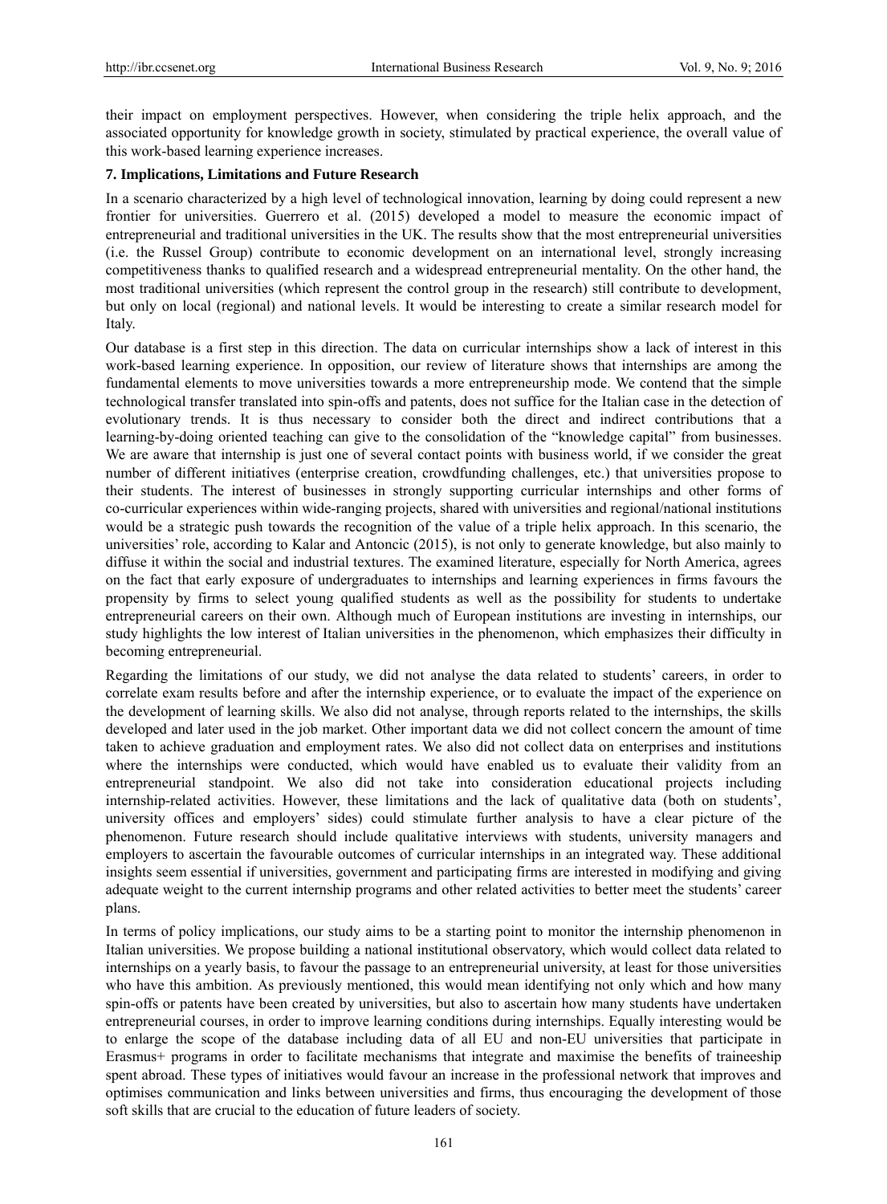their impact on employment perspectives. However, when considering the triple helix approach, and the associated opportunity for knowledge growth in society, stimulated by practical experience, the overall value of this work-based learning experience increases.

## 7. Implications, Limitations and Future Research

In a scenario characterized by a high level of technological innovation, learning by doing could represent a new frontier for universities. Guerrero et al. (2015) developed a model to measure the economic impact of entrepreneurial and traditional universities in the UK. The results show that the most entrepreneurial universities (i.e. the Russel Group) contribute to economic development on an international level, strongly increasing competitiveness thanks to qualified research and a widespread entrepreneurial mentality. On the other hand, the most traditional universities (which represent the control group in the research) still contribute to development, but only on local (regional) and national levels. It would be interesting to create a similar research model for Italy.

Our database is a first step in this direction. The data on curricular internships show a lack of interest in this work-based learning experience. In opposition, our review of literature shows that internships are among the fundamental elements to move universities towards a more entrepreneurship mode. We contend that the simple technological transfer translated into spin-offs and patents, does not suffice for the Italian case in the detection of evolutionary trends. It is thus necessary to consider both the direct and indirect contributions that a learning-by-doing oriented teaching can give to the consolidation of the "knowledge capital" from businesses. We are aware that internship is just one of several contact points with business world, if we consider the great number of different initiatives (enterprise creation, crowdfunding challenges, etc.) that universities propose to their students. The interest of businesses in strongly supporting curricular internships and other forms of co-curricular experiences within wide-ranging projects, shared with universities and regional/national institutions would be a strategic push towards the recognition of the value of a triple helix approach. In this scenario, the universities' role, according to Kalar and Antoncic (2015), is not only to generate knowledge, but also mainly to diffuse it within the social and industrial textures. The examined literature, especially for North America, agrees on the fact that early exposure of undergraduates to internships and learning experiences in firms favours the propensity by firms to select young qualified students as well as the possibility for students to undertake entrepreneurial careers on their own. Although much of European institutions are investing in internships, our study highlights the low interest of Italian universities in the phenomenon, which emphasizes their difficulty in becoming entrepreneurial.

Regarding the limitations of our study, we did not analyse the data related to students' careers, in order to correlate exam results before and after the internship experience, or to evaluate the impact of the experience on the development of learning skills. We also did not analyse, through reports related to the internships, the skills developed and later used in the job market. Other important data we did not collect concern the amount of time taken to achieve graduation and employment rates. We also did not collect data on enterprises and institutions where the internships were conducted, which would have enabled us to evaluate their validity from an entrepreneurial standpoint. We also did not take into consideration educational projects including internship-related activities. However, these limitations and the lack of qualitative data (both on students', university offices and employers' sides) could stimulate further analysis to have a clear picture of the phenomenon. Future research should include qualitative interviews with students, university managers and employers to ascertain the favourable outcomes of curricular internships in an integrated way. These additional insights seem essential if universities, government and participating firms are interested in modifying and giving adequate weight to the current internship programs and other related activities to better meet the students' career plans.

In terms of policy implications, our study aims to be a starting point to monitor the internship phenomenon in Italian universities. We propose building a national institutional observatory, which would collect data related to internships on a yearly basis, to favour the passage to an entrepreneurial university, at least for those universities who have this ambition. As previously mentioned, this would mean identifying not only which and how many spin-offs or patents have been created by universities, but also to ascertain how many students have undertaken entrepreneurial courses, in order to improve learning conditions during internships. Equally interesting would be to enlarge the scope of the database including data of all EU and non-EU universities that participate in Erasmus+ programs in order to facilitate mechanisms that integrate and maximise the benefits of traineeship spent abroad. These types of initiatives would favour an increase in the professional network that improves and optimises communication and links between universities and firms, thus encouraging the development of those soft skills that are crucial to the education of future leaders of society.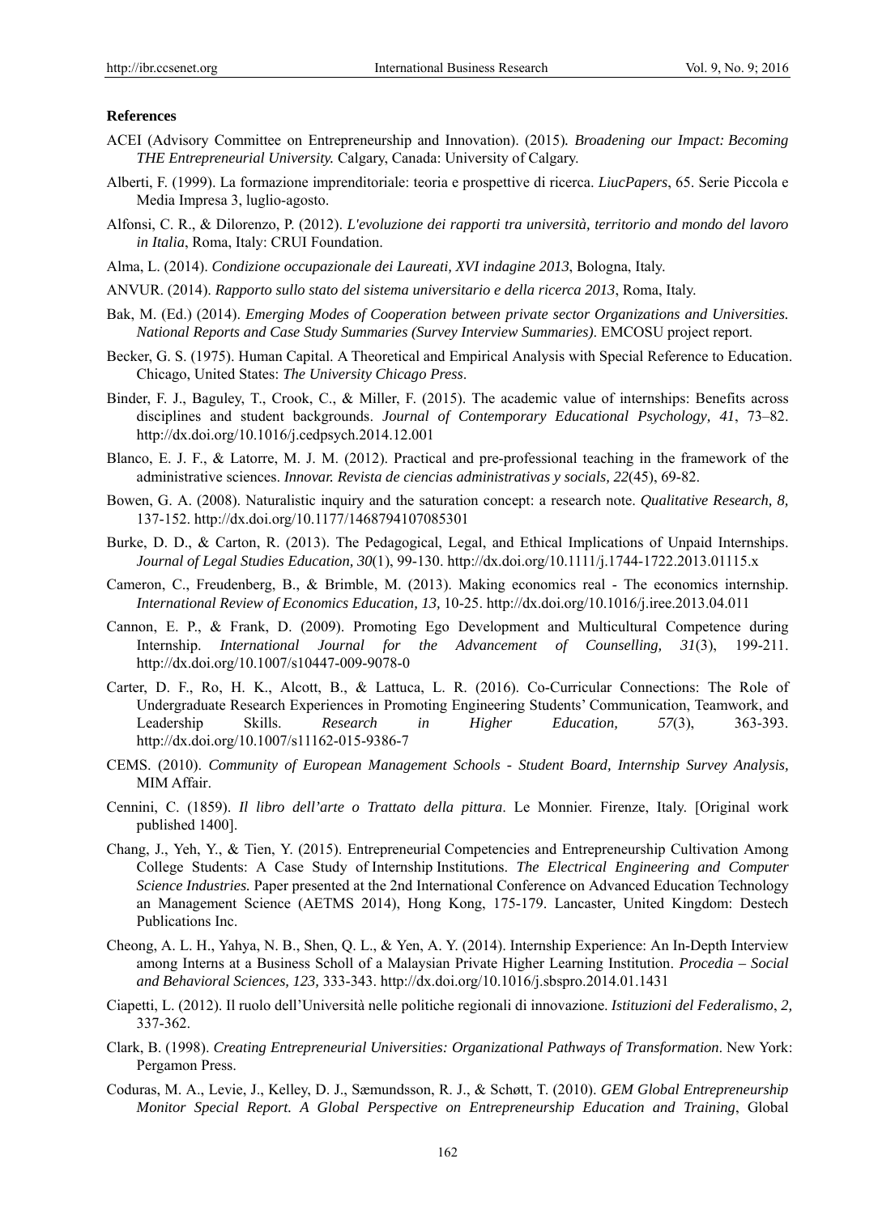**References**

ACEI (Advisory Committee on Entrepreneurship and Innovation). (2015). *Broadening our Impact: Becoming THE Entrepreneurial University.* Calgary, Canada: University of Calgary.

Alberti, F. (1999). La formazione imprenditoriale: teoria e prospettive di ricerca. *LiucPapers*, 65. Serie Piccola e Media Impresa 3, luglio-agosto.

Alfonsi, C. R., & Dilorenzo, P. (2012). *L'evoluzione dei rapporti tra università, territorio and mondo del lavoro in Italia*, Roma, Italy: CRUI Foundation.

Alma, L. (2014). *Condizione occupazionale dei Laureati, XVI indagine 2013*, Bologna, Italy.

ANVUR. (2014). *Rapporto sullo stato del sistema universitario e della ricerca 2013*, Roma, Italy.

Bak, M. (Ed.) (2014). *Emerging Modes of Cooperation between private sector Organizations and Universities. National Reports and Case Study Summaries (Survey Interview Summaries)*. EMCOSU project report.

Becker, G. S. (1975). Human Capital. A Theoretical and Empirical Analysis with Special Reference to Education. Chicago, United States: *The University Chicago Press*.

Binder, F. J., Baguley, T., Crook, C., & Miller, F. (2015). The academic value of internships: Benefits across disciplines and student backgrounds. *Journal of Contemporary Educational Psychology, 41*, 73–82. http://dx.doi.org/10.1016/j.cedpsych.2014.12.001

Blanco, E. J. F., & Latorre, M. J. M. (2012). Practical and pre-professional teaching in the framework of the administrative sciences. *Innovar. Revista de ciencias administrativas y socials, 22*(45), 69-82.

Bowen, G. A. (2008). Naturalistic inquiry and the saturation concept: a research note. *Qualitative Research, 8,* 137-152. http://dx.doi.org/10.1177/1468794107085301

Burke, D. D., & Carton, R. (2013). The Pedagogical, Legal, and Ethical Implications of Unpaid Internships. *Journal of Legal Studies Education, 30*(1), 99-130. http://dx.doi.org/10.1111/j.1744-1722.2013.01115.x

Cameron, C., Freudenberg, B., & Brimble, M. (2013). Making economics real - The economics internship. *International Review of Economics Education, 13,* 10-25. http://dx.doi.org/10.1016/j.iree.2013.04.011

Cannon, E. P., & Frank, D. (2009). Promoting Ego Development and Multicultural Competence during Internship. *International Journal for the Advancement of Counselling, 31*(3), 199-211. http://dx.doi.org/10.1007/s10447-009-9078-0

Carter, D. F., Ro, H. K., Alcott, B., & Lattuca, L. R. (2016). Co-Curricular Connections: The Role of Undergraduate Research Experiences in Promoting Engineering Students' Communication, Teamwork, and Leadership Skills. *Research in Higher Education, 57*(3), 363-393. http://dx.doi.org/10.1007/s11162-015-9386-7

CEMS. (2010). *Community of European Management Schools - Student Board, Internship Survey Analysis,* MIM Affair.

Cennini, C. (1859). *Il libro dell'arte o Trattato della pittura*. Le Monnier. Firenze, Italy. [Original work published 1400].

Chang, J., Yeh, Y., & Tien, Y. (2015). Entrepreneurial Competencies and Entrepreneurship Cultivation Among College Students: A Case Study of Internship Institutions. *The Electrical Engineering and Computer Science Industries.* Paper presented at the 2nd International Conference on Advanced Education Technology an Management Science (AETMS 2014), Hong Kong, 175-179. Lancaster, United Kingdom: Destech Publications Inc.

Cheong, A. L. H., Yahya, N. B., Shen, Q. L., & Yen, A. Y. (2014). Internship Experience: An In-Depth Interview among Interns at a Business Scholl of a Malaysian Private Higher Learning Institution. *Procedia – Social and Behavioral Sciences, 123,* 333-343. http://dx.doi.org/10.1016/j.sbspro.2014.01.1431

Ciapetti, L. (2012). Il ruolo dell'Università nelle politiche regionali di innovazione. *Istituzioni del Federalismo*, *2,* 337-362.

Clark, B. (1998). *Creating Entrepreneurial Universities: Organizational Pathways of Transformation*. New York: Pergamon Press.

Coduras, M. A., Levie, J., Kelley, D. J., Sæmundsson, R. J., & Schøtt, T. (2010). *GEM Global Entrepreneurship Monitor Special Report. A Global Perspective on Entrepreneurship Education and Training*, Global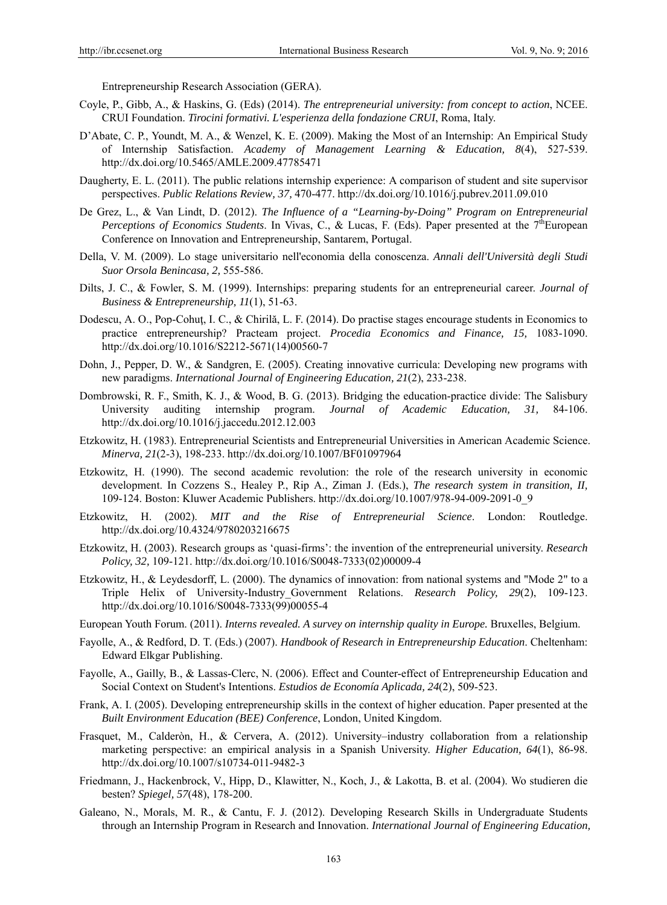Entrepreneurship Research Association (GERA).

Coyle, P., Gibb, A., & Haskins, G. (Eds) (2014). *The entrepreneurial university: from concept to action*, NCEE. CRUI Foundation. *Tirocini formativi. L'esperienza della fondazione CRUI*, Roma, Italy.

D'Abate, C. P., Youndt, M. A., & Wenzel, K. E. (2009). Making the Most of an Internship: An Empirical Study of Internship Satisfaction. *Academy of Management Learning & Education, 8*(4), 527-539. http://dx.doi.org/10.5465/AMLE.2009.47785471

Daugherty, E. L. (2011). The public relations internship experience: A comparison of student and site supervisor perspectives. *Public Relations Review, 37,* 470-477. http://dx.doi.org/10.1016/j.pubrev.2011.09.010

De Grez, L., & Van Lindt, D. (2012). *The Influence of a "Learning-by-Doing" Program on Entrepreneurial Perceptions of Economics Students*. In Vivas, C., & Lucas, F. (Eds). Paper presented at the 7thEuropean Conference on Innovation and Entrepreneurship, Santarem, Portugal.

Della, V. M. (2009). Lo stage universitario nell'economia della conoscenza. *Annali dell'Università degli Studi Suor Orsola Benincasa, 2,* 555-586.

Dilts, J. C., & Fowler, S. M. (1999). Internships: preparing students for an entrepreneurial career. *Journal of Business & Entrepreneurship, 11*(1), 51-63.

Dodescu, A. O., Pop-Cohuţ, I. C., & Chirilă, L. F. (2014). Do practise stages encourage students in Economics to practice entrepreneurship? Practeam project. *Procedia Economics and Finance, 15,* 1083-1090. http://dx.doi.org/10.1016/S2212-5671(14)00560-7

Dohn, J., Pepper, D. W., & Sandgren, E. (2005). Creating innovative curricula: Developing new programs with new paradigms. *International Journal of Engineering Education, 21*(2), 233-238.

Dombrowski, R. F., Smith, K. J., & Wood, B. G. (2013). Bridging the education-practice divide: The Salisbury University auditing internship program. *Journal of Academic Education, 31,* 84-106. http://dx.doi.org/10.1016/j.jaccedu.2012.12.003

Etzkowitz, H. (1983). Entrepreneurial Scientists and Entrepreneurial Universities in American Academic Science. *Minerva, 21*(2-3), 198-233. http://dx.doi.org/10.1007/BF01097964

Etzkowitz, H. (1990). The second academic revolution: the role of the research university in economic development. In Cozzens S., Healey P., Rip A., Ziman J. (Eds.), *The research system in transition, II,* 109-124. Boston: Kluwer Academic Publishers. http://dx.doi.org/10.1007/978-94-009-2091-0_9

Etzkowitz, H. (2002). *MIT and the Rise of Entrepreneurial Science*. London: Routledge. http://dx.doi.org/10.4324/9780203216675

Etzkowitz, H. (2003). Research groups as 'quasi-firms': the invention of the entrepreneurial university. *Research Policy, 32,* 109-121. http://dx.doi.org/10.1016/S0048-7333(02)00009-4

Etzkowitz, H., & Leydesdorff, L. (2000). The dynamics of innovation: from national systems and "Mode 2" to a Triple Helix of University-Industry_Government Relations. *Research Policy, 29*(2), 109-123. http://dx.doi.org/10.1016/S0048-7333(99)00055-4

European Youth Forum. (2011). *Interns revealed. A survey on internship quality in Europe.* Bruxelles, Belgium.

Fayolle, A., & Redford, D. T. (Eds.) (2007). *Handbook of Research in Entrepreneurship Education*. Cheltenham: Edward Elkgar Publishing.

Fayolle, A., Gailly, B., & Lassas-Clerc, N. (2006). Effect and Counter-effect of Entrepreneurship Education and Social Context on Student's Intentions. *Estudios de Economía Aplicada, 24*(2), 509-523.

Frank, A. I. (2005). Developing entrepreneurship skills in the context of higher education. Paper presented at the *Built Environment Education (BEE) Conference*, London, United Kingdom.

Frasquet, M., Calderòn, H., & Cervera, A. (2012). University–industry collaboration from a relationship marketing perspective: an empirical analysis in a Spanish University. *Higher Education, 64*(1), 86-98. http://dx.doi.org/10.1007/s10734-011-9482-3

Friedmann, J., Hackenbrock, V., Hipp, D., Klawitter, N., Koch, J., & Lakotta, B. et al. (2004). Wo studieren die besten? *Spiegel, 57*(48), 178-200.

Galeano, N., Morals, M. R., & Cantu, F. J. (2012). Developing Research Skills in Undergraduate Students through an Internship Program in Research and Innovation. *International Journal of Engineering Education,*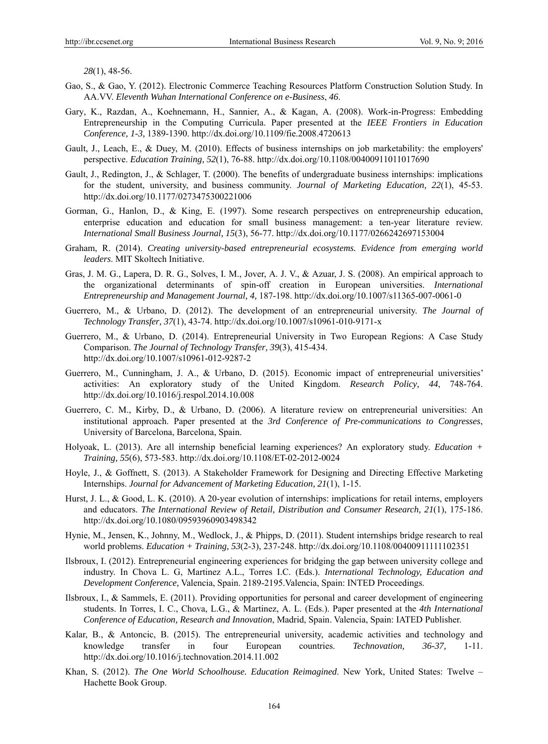*28*(1), 48-56.

Gao, S., & Gao, Y. (2012). Electronic Commerce Teaching Resources Platform Construction Solution Study. In AA.VV. *Eleventh Wuhan International Conference on e-Business*, *46*.

Gary, K., Razdan, A., Koehnemann, H., Sannier, A., & Kagan, A. (2008). Work-in-Progress: Embedding Entrepreneurship in the Computing Curricula. Paper presented at the *IEEE Frontiers in Education Conference, 1-3,* 1389-1390. http://dx.doi.org/10.1109/fie.2008.4720613

Gault, J., Leach, E., & Duey, M. (2010). Effects of business internships on job marketability: the employers' perspective. *Education Training, 52*(1), 76-88. http://dx.doi.org/10.1108/00400911011017690

Gault, J., Redington, J., & Schlager, T. (2000). The benefits of undergraduate business internships: implications for the student, university, and business community. *Journal of Marketing Education, 22*(1), 45-53. http://dx.doi.org/10.1177/0273475300221006

Gorman, G., Hanlon, D., & King, E. (1997). Some research perspectives on entrepreneurship education, enterprise education and education for small business management: a ten-year literature review. *International Small Business Journal, 15*(3), 56-77. http://dx.doi.org/10.1177/0266242697153004

Graham, R. (2014). *Creating university-based entrepreneurial ecosystems. Evidence from emerging world leaders*. MIT Skoltech Initiative.

Gras, J. M. G., Lapera, D. R. G., Solves, I. M., Jover, A. J. V., & Azuar, J. S. (2008). An empirical approach to the organizational determinants of spin-off creation in European universities. *International Entrepreneurship and Management Journal, 4,* 187-198. http://dx.doi.org/10.1007/s11365-007-0061-0

Guerrero, M., & Urbano, D. (2012). The development of an entrepreneurial university. *The Journal of Technology Transfer, 37*(1), 43-74. http://dx.doi.org/10.1007/s10961-010-9171-x

Guerrero, M., & Urbano, D. (2014). Entrepreneurial University in Two European Regions: A Case Study Comparison. *The Journal of Technology Transfer, 39*(3), 415-434. http://dx.doi.org/10.1007/s10961-012-9287-2

Guerrero, M., Cunningham, J. A., & Urbano, D. (2015). Economic impact of entrepreneurial universities' activities: An exploratory study of the United Kingdom. *Research Policy, 44*, 748-764. http://dx.doi.org/10.1016/j.respol.2014.10.008

Guerrero, C. M., Kirby, D., & Urbano, D. (2006). A literature review on entrepreneurial universities: An institutional approach. Paper presented at the *3rd Conference of Pre-communications to Congresses*, University of Barcelona, Barcelona, Spain.

Holyoak, L. (2013). Are all internship beneficial learning experiences? An exploratory study. *Education + Training, 55*(6), 573-583. http://dx.doi.org/10.1108/ET-02-2012-0024

Hoyle, J., & Goffnett, S. (2013). A Stakeholder Framework for Designing and Directing Effective Marketing Internships. *Journal for Advancement of Marketing Education, 21*(1), 1-15.

Hurst, J. L., & Good, L. K. (2010). A 20-year evolution of internships: implications for retail interns, employers and educators. *The International Review of Retail, Distribution and Consumer Research, 21*(1), 175-186. http://dx.doi.org/10.1080/09593960903498342

Hynie, M., Jensen, K., Johnny, M., Wedlock, J., & Phipps, D. (2011). Student internships bridge research to real world problems. *Education + Training, 53*(2-3), 237-248. http://dx.doi.org/10.1108/00400911111102351

Ilsbroux, I. (2012). Entrepreneurial engineering experiences for bridging the gap between university college and industry. In Chova L. G, Martinez A.L., Torres I.C. (Eds.). *International Technology, Education and Development Conference,* Valencia, Spain. 2189-2195.Valencia, Spain: INTED Proceedings.

Ilsbroux, I., & Sammels, E. (2011). Providing opportunities for personal and career development of engineering students. In Torres, I. C., Chova, L.G., & Martinez, A. L. (Eds.). Paper presented at the *4th International Conference of Education, Research and Innovation*, Madrid, Spain. Valencia, Spain: IATED Publisher.

Kalar, B., & Antoncic, B. (2015). The entrepreneurial university, academic activities and technology and knowledge transfer in four European countries. *Technovation, 36-37,* 1-11. http://dx.doi.org/10.1016/j.technovation.2014.11.002

Khan, S. (2012). *The One World Schoolhouse. Education Reimagined*. New York, United States: Twelve – Hachette Book Group.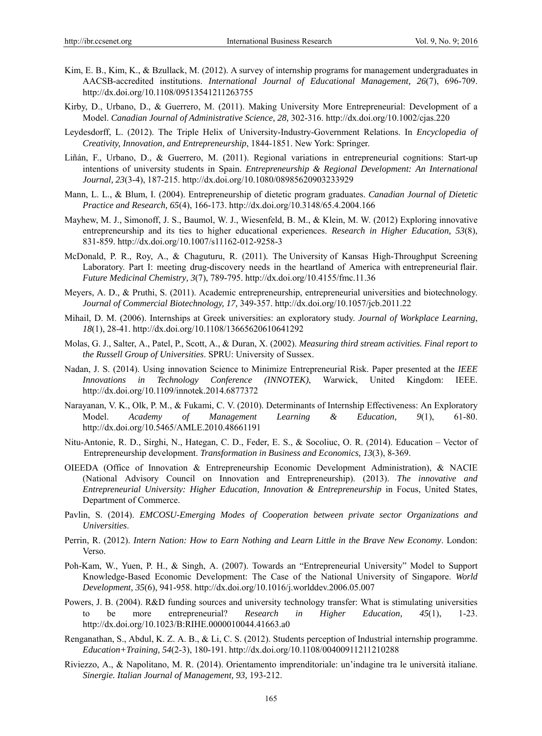Kim, E. B., Kim, K., & Bzullack, M. (2012). A survey of internship programs for management undergraduates in AACSB-accredited institutions. *International Journal of Educational Management, 26*(7), 696-709. http://dx.doi.org/10.1108/09513541211263755

Kirby, D., Urbano, D., & Guerrero, M. (2011). Making University More Entrepreneurial: Development of a Model. *Canadian Journal of Administrative Science, 28,* 302-316. http://dx.doi.org/10.1002/cjas.220

Leydesdorff, L. (2012). The Triple Helix of University-Industry-Government Relations. In *Encyclopedia of Creativity, Innovation, and Entrepreneurship*, 1844-1851. New York: Springer.

Liñán, F., Urbano, D., & Guerrero, M. (2011). Regional variations in entrepreneurial cognitions: Start-up intentions of university students in Spain. *Entrepreneurship & Regional Development: An International Journal, 23*(3-4), 187-215. http://dx.doi.org/10.1080/08985620903233929

Mann, L. L., & Blum, I. (2004). Entrepreneurship of dietetic program graduates. *Canadian Journal of Dietetic Practice and Research, 65*(4), 166-173. http://dx.doi.org/10.3148/65.4.2004.166

Mayhew, M. J., Simonoff, J. S., Baumol, W. J., Wiesenfeld, B. M., & Klein, M. W. (2012) Exploring innovative entrepreneurship and its ties to higher educational experiences. *Research in Higher Education, 53*(8), 831-859. http://dx.doi.org/10.1007/s11162-012-9258-3

McDonald, P. R., Roy, A., & Chaguturu, R. (2011). The University of Kansas High-Throughput Screening Laboratory. Part I: meeting drug-discovery needs in the heartland of America with entrepreneurial flair. *Future Medicinal Chemistry, 3*(7), 789-795. http://dx.doi.org/10.4155/fmc.11.36

Meyers, A. D., & Pruthi, S. (2011). Academic entrepreneurship, entrepreneurial universities and biotechnology. *Journal of Commercial Biotechnology, 17,* 349-357. http://dx.doi.org/10.1057/jcb.2011.22

Mihail, D. M. (2006). Internships at Greek universities: an exploratory study. *Journal of Workplace Learning*, *18*(1), 28-41. http://dx.doi.org/10.1108/13665620610641292

Molas, G. J., Salter, A., Patel, P., Scott, A., & Duran, X. (2002). *Measuring third stream activities. Final report to the Russell Group of Universities*. SPRU: University of Sussex.

Nadan, J. S. (2014). Using innovation Science to Minimize Entrepreneurial Risk. Paper presented at the *IEEE Innovations in Technology Conference (INNOTEK)*, Warwick, United Kingdom: IEEE. http://dx.doi.org/10.1109/innotek.2014.6877372

Narayanan, V. K., Olk, P. M., & Fukami, C. V. (2010). Determinants of Internship Effectiveness: An Exploratory Model. *Academy of Management Learning & Education, 9*(1), 61-80. http://dx.doi.org/10.5465/AMLE.2010.48661191

Nitu-Antonie, R. D., Sirghi, N., Hategan, C. D., Feder, E. S., & Socoliuc, O. R. (2014). Education – Vector of Entrepreneurship development. *Transformation in Business and Economics, 13*(3), 8-369.

OIEEDA (Office of Innovation & Entrepreneurship Economic Development Administration), & NACIE (National Advisory Council on Innovation and Entrepreneurship). (2013). *The innovative and Entrepreneurial University: Higher Education, Innovation & Entrepreneurship* in Focus, United States, Department of Commerce.

Pavlin, S. (2014). *EMCOSU-Emerging Modes of Cooperation between private sector Organizations and Universities*.

Perrin, R. (2012). *Intern Nation: How to Earn Nothing and Learn Little in the Brave New Economy*. London: Verso.

Poh-Kam, W., Yuen, P. H., & Singh, A. (2007). Towards an "Entrepreneurial University" Model to Support Knowledge-Based Economic Development: The Case of the National University of Singapore. *World Development, 35*(6), 941-958. http://dx.doi.org/10.1016/j.worlddev.2006.05.007

Powers, J. B. (2004). R&D funding sources and university technology transfer: What is stimulating universities to be more entrepreneurial? *Research in Higher Education, 45*(1), 1-23. http://dx.doi.org/10.1023/B:RIHE.0000010044.41663.a0

Renganathan, S., Abdul, K. Z. A. B., & Li, C. S. (2012). Students perception of Industrial internship programme. *Education+Training, 54*(2-3), 180-191. http://dx.doi.org/10.1108/00400911211210288

Riviezzo, A., & Napolitano, M. R. (2014). Orientamento imprenditoriale: un'indagine tra le università italiane. *Sinergie. Italian Journal of Management, 93,* 193-212.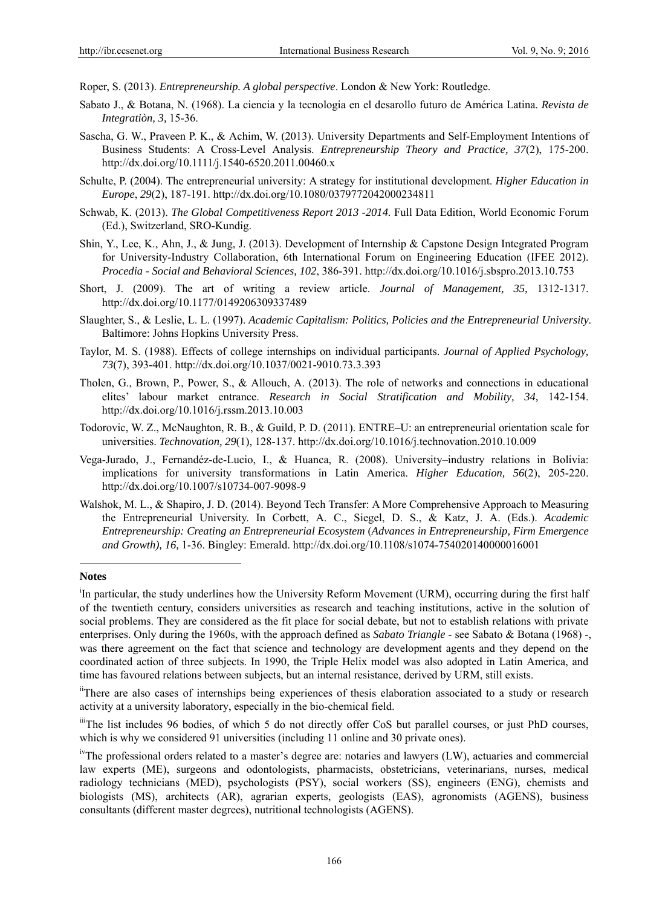Roper, S. (2013). *Entrepreneurship. A global perspective*. London & New York: Routledge.

Sabato J., & Botana, N. (1968). La ciencia y la tecnologia en el desarollo futuro de América Latina. *Revista de Integratiòn, 3,* 15-36.

Sascha, G. W., Praveen P. K., & Achim, W. (2013). University Departments and Self-Employment Intentions of Business Students: A Cross-Level Analysis. *Entrepreneurship Theory and Practice, 37*(2), 175-200. http://dx.doi.org/10.1111/j.1540-6520.2011.00460.x

Schulte, P. (2004). The entrepreneurial university: A strategy for institutional development. *Higher Education in Europe*, *29*(2), 187-191. http://dx.doi.org/10.1080/0379772042000234811

Schwab, K. (2013). *The Global Competitiveness Report 2013 -2014.* Full Data Edition, World Economic Forum (Ed.), Switzerland, SRO-Kundig.

Shin, Y., Lee, K., Ahn, J., & Jung, J. (2013). Development of Internship & Capstone Design Integrated Program for University-Industry Collaboration, 6th International Forum on Engineering Education (IFEE 2012). *Procedia - Social and Behavioral Sciences, 102*, 386-391. http://dx.doi.org/10.1016/j.sbspro.2013.10.753

Short, J. (2009). The art of writing a review article. *Journal of Management, 35,* 1312-1317. http://dx.doi.org/10.1177/0149206309337489

Slaughter, S., & Leslie, L. L. (1997). *Academic Capitalism: Politics, Policies and the Entrepreneurial University*. Baltimore: Johns Hopkins University Press.

Taylor, M. S. (1988). Effects of college internships on individual participants. *Journal of Applied Psychology, 73*(7), 393-401. http://dx.doi.org/10.1037/0021-9010.73.3.393

Tholen, G., Brown, P., Power, S., & Allouch, A. (2013). The role of networks and connections in educational elites' labour market entrance. *Research in Social Stratification and Mobility, 34,* 142-154. http://dx.doi.org/10.1016/j.rssm.2013.10.003

Todorovic, W. Z., McNaughton, R. B., & Guild, P. D. (2011). ENTRE–U: an entrepreneurial orientation scale for universities. *Technovation, 29*(1), 128-137. http://dx.doi.org/10.1016/j.technovation.2010.10.009

Vega-Jurado, J., Fernandéz-de-Lucio, I., & Huanca, R. (2008). University–industry relations in Bolivia: implications for university transformations in Latin America. *Higher Education, 56*(2), 205-220. http://dx.doi.org/10.1007/s10734-007-9098-9

Walshok, M. L., & Shapiro, J. D. (2014). Beyond Tech Transfer: A More Comprehensive Approach to Measuring the Entrepreneurial University. In Corbett, A. C., Siegel, D. S., & Katz, J. A. (Eds.). *Academic Entrepreneurship: Creating an Entrepreneurial Ecosystem* (*Advances in Entrepreneurship, Firm Emergence and Growth), 16,* 1-36. Bingley: Emerald. http://dx.doi.org/10.1108/s1074-754020140000016001

**Notes**

[i]In particular, the study underlines how the University Reform Movement (URM), occurring during the first half of the twentieth century, considers universities as research and teaching institutions, active in the solution of social problems. They are considered as the fit place for social debate, but not to establish relations with private enterprises. Only during the 1960s, with the approach defined as *Sabato Triangle* - see Sabato & Botana (1968) -, was there agreement on the fact that science and technology are development agents and they depend on the coordinated action of three subjects. In 1990, the Triple Helix model was also adopted in Latin America, and time has favoured relations between subjects, but an internal resistance, derived by URM, still exists.

[ii]There are also cases of internships being experiences of thesis elaboration associated to a study or research activity at a university laboratory, especially in the bio-chemical field.

[iii]The list includes 96 bodies, of which 5 do not directly offer CoS but parallel courses, or just PhD courses, which is why we considered 91 universities (including 11 online and 30 private ones).

[iv]The professional orders related to a master's degree are: notaries and lawyers (LW), actuaries and commercial law experts (ME), surgeons and odontologists, pharmacists, obstetricians, veterinarians, nurses, medical radiology technicians (MED), psychologists (PSY), social workers (SS), engineers (ENG), chemists and biologists (MS), architects (AR), agrarian experts, geologists (EAS), agronomists (AGENS), business consultants (different master degrees), nutritional technologists (AGENS).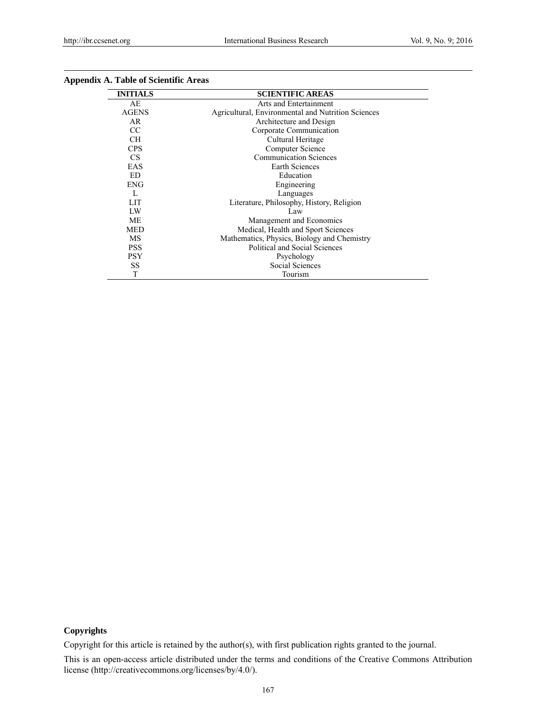## Appendix A. Table of Scientific Areas

| INITIALS | SCIENTIFIC AREAS |
| --- | --- |
| AE | Arts and Entertainment |
| AGENS | Agricultural, Environmental and Nutrition Sciences |
| AR | Architecture and Design |
| CC | Corporate Communication |
| CH | Cultural Heritage |
| CPS | Computer Science |
| CS | Communication Sciences |
| EAS | Earth Sciences |
| ED | Education |
| ENG | Engineering |
| L | Languages |
| LIT | Literature, Philosophy, History, Religion |
| LW | Law |
| ME | Management and Economics |
| MED | Medical, Health and Sport Sciences |
| MS | Mathematics, Physics, Biology and Chemistry |
| PSS | Political and Social Sciences |
| PSY | Psychology |
| SS | Social Sciences |
| T | Tourism |

## Copyrights

Copyright for this article is retained by the author(s), with first publication rights granted to the journal.

This is an open-access article distributed under the terms and conditions of the Creative Commons Attribution license (http://creativecommons.org/licenses/by/4.0/).